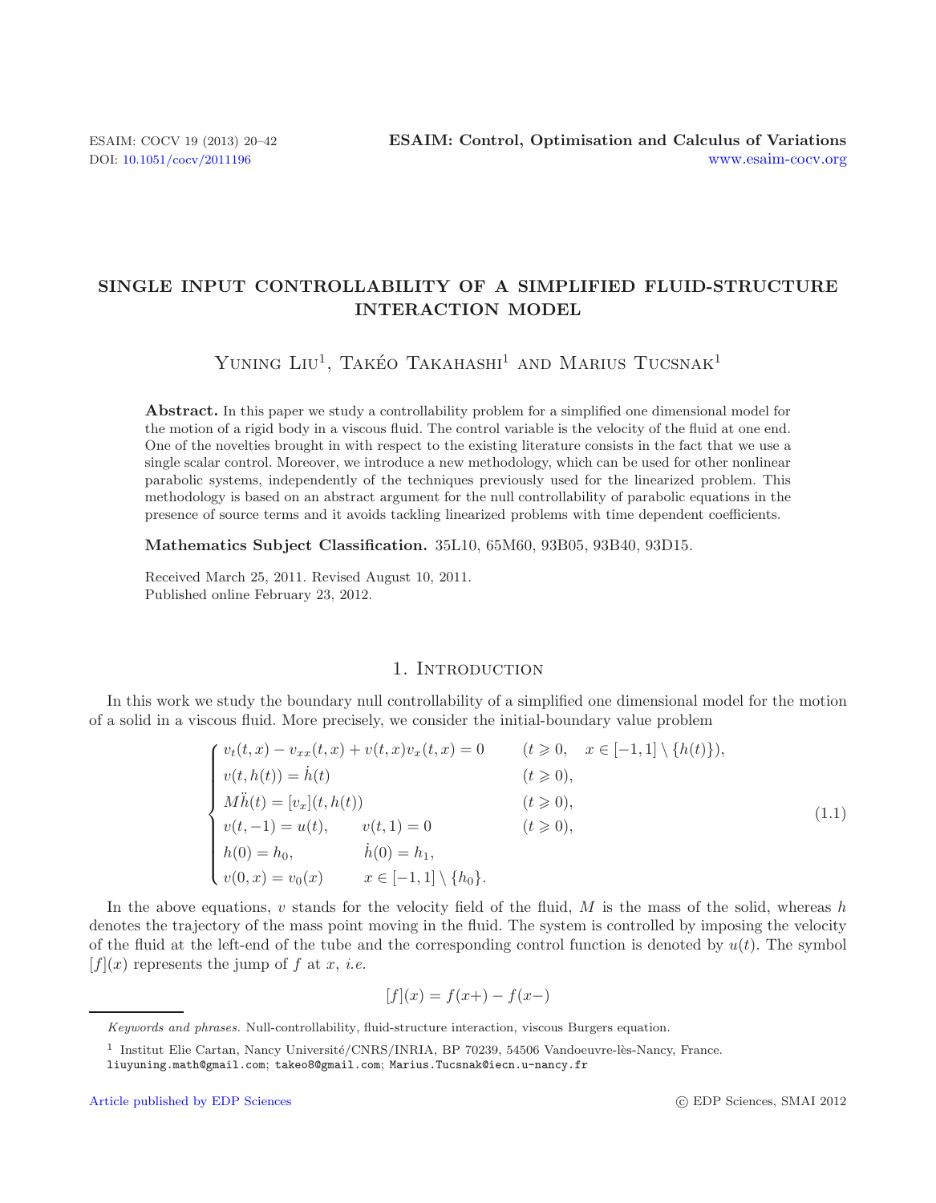# SINGLE INPUT CONTROLLABILITY OF A SIMPLIFIED FLUID-STRUCTURE INTERACTION MODEL

Yuning Liu[1], Takéo Takahashi[1] and Marius Tucsnak[1]

**Abstract.** In this paper we study a controllability problem for a simplified one dimensional model for the motion of a rigid body in a viscous fluid. The control variable is the velocity of the fluid at one end. One of the novelties brought in with respect to the existing literature consists in the fact that we use a single scalar control. Moreover, we introduce a new methodology, which can be used for other nonlinear parabolic systems, independently of the techniques previously used for the linearized problem. This methodology is based on an abstract argument for the null controllability of parabolic equations in the presence of source terms and it avoids tackling linearized problems with time dependent coefficients.

**Mathematics Subject Classification.** 35L10, 65M60, 93B05, 93B40, 93D15.

Received March 25, 2011. Revised August 10, 2011.
Published online February 23, 2012.

## 1. Introduction

In this work we study the boundary null controllability of a simplified one dimensional model for the motion of a solid in a viscous fluid. More precisely, we consider the initial-boundary value problem

$$
\begin{cases}
v_t(t,x) - v_{xx}(t,x) + v(t,x)v_x(t,x) = 0 & (t \geqslant 0, \quad x \in [-1,1] \setminus \{h(t)\}), \\
v(t,h(t)) = \dot{h}(t) & (t \geqslant 0), \\
M\ddot{h}(t) = [v_x](t,h(t)) & (t \geqslant 0), \\
v(t,-1) = u(t), \qquad v(t,1) = 0 & (t \geqslant 0), \\
h(0) = h_0, \qquad \dot{h}(0) = h_1, & \\
v(0,x) = v_0(x) \qquad x \in [-1,1] \setminus \{h_0\}. &
\end{cases}
\tag{1.1}
$$

In the above equations, $v$ stands for the velocity field of the fluid, $M$ is the mass of the solid, whereas $h$ denotes the trajectory of the mass point moving in the fluid. The system is controlled by imposing the velocity of the fluid at the left-end of the tube and the corresponding control function is denoted by $u(t)$. The symbol $[f](x)$ represents the jump of $f$ at $x$, *i.e.*

$$
[f](x) = f(x+) - f(x-)
$$

---

*Keywords and phrases.* Null-controllability, fluid-structure interaction, viscous Burgers equation.

[1] Institut Elie Cartan, Nancy Université/CNRS/INRIA, BP 70239, 54506 Vandoeuvre-lès-Nancy, France.
liuyuning.math@gmail.com; takeo8@gmail.com; Marius.Tucsnak@iecn.u-nancy.fr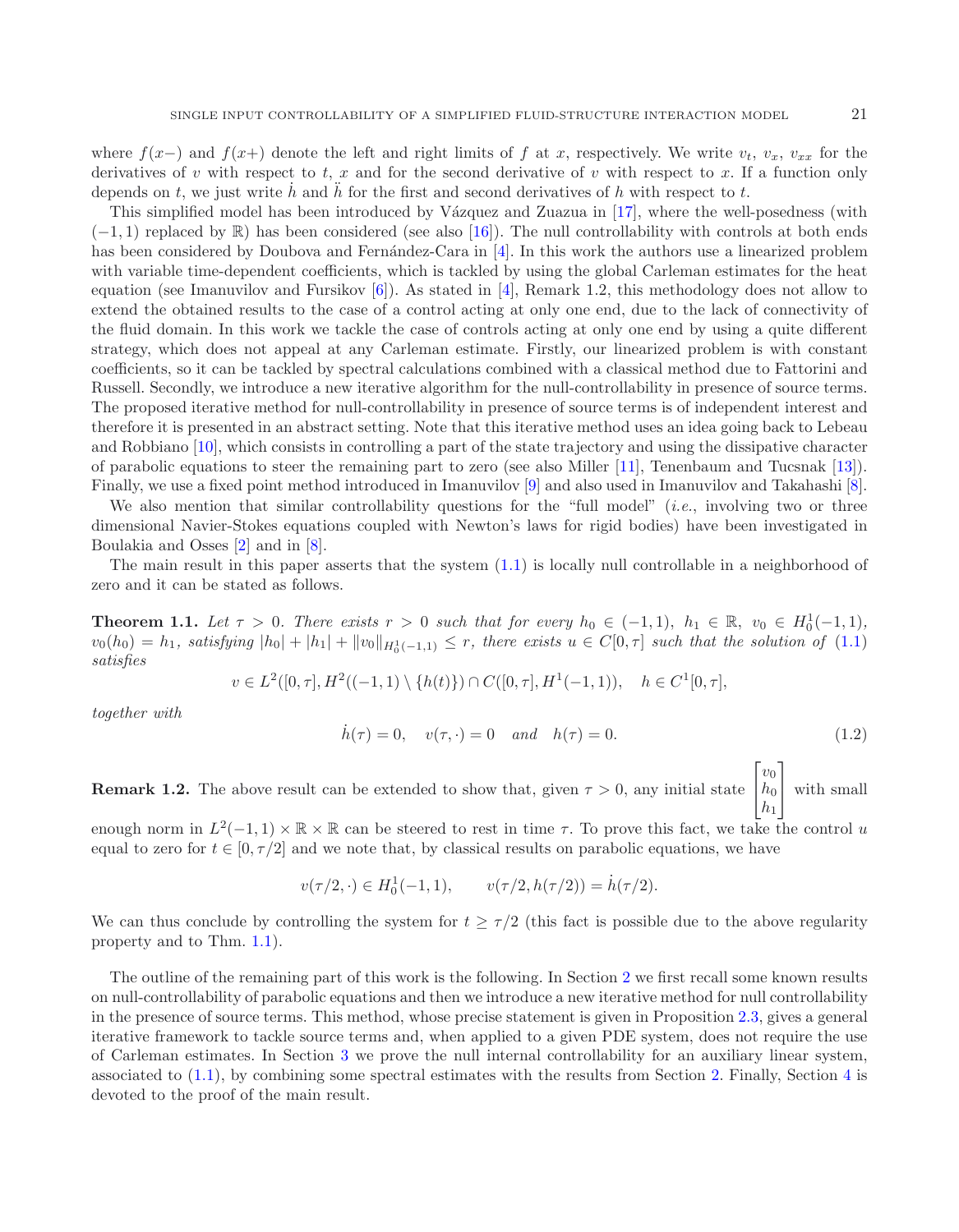where $f(x-)$ and $f(x+)$ denote the left and right limits of $f$ at $x$, respectively. We write $v_t$, $v_x$, $v_{xx}$ for the derivatives of $v$ with respect to $t$, $x$ and for the second derivative of $v$ with respect to $x$. If a function only depends on $t$, we just write $\dot{h}$ and $\ddot{h}$ for the first and second derivatives of $h$ with respect to $t$.

This simplified model has been introduced by Vázquez and Zuazua in [17], where the well-posedness (with $(-1,1)$ replaced by $\mathbb{R}$) has been considered (see also [16]). The null controllability with controls at both ends has been considered by Doubova and Fernández-Cara in [4]. In this work the authors use a linearized problem with variable time-dependent coefficients, which is tackled by using the global Carleman estimates for the heat equation (see Imanuvilov and Fursikov [6]). As stated in [4], Remark 1.2, this methodology does not allow to extend the obtained results to the case of a control acting at only one end, due to the lack of connectivity of the fluid domain. In this work we tackle the case of controls acting at only one end by using a quite different strategy, which does not appeal at any Carleman estimate. Firstly, our linearized problem is with constant coefficients, so it can be tackled by spectral calculations combined with a classical method due to Fattorini and Russell. Secondly, we introduce a new iterative algorithm for the null-controllability in presence of source terms. The proposed iterative method for null-controllability in presence of source terms is of independent interest and therefore it is presented in an abstract setting. Note that this iterative method uses an idea going back to Lebeau and Robbiano [10], which consists in controlling a part of the state trajectory and using the dissipative character of parabolic equations to steer the remaining part to zero (see also Miller [11], Tenenbaum and Tucsnak [13]). Finally, we use a fixed point method introduced in Imanuvilov [9] and also used in Imanuvilov and Takahashi [8].

We also mention that similar controllability questions for the "full model" (*i.e.*, involving two or three dimensional Navier-Stokes equations coupled with Newton's laws for rigid bodies) have been investigated in Boulakia and Osses [2] and in [8].

The main result in this paper asserts that the system (1.1) is locally null controllable in a neighborhood of zero and it can be stated as follows.

**Theorem 1.1.** *Let $\tau > 0$. There exists $r > 0$ such that for every $h_0 \in (-1,1)$, $h_1 \in \mathbb{R}$, $v_0 \in H_0^1(-1,1)$, $v_0(h_0) = h_1$, satisfying $|h_0| + |h_1| + \|v_0\|_{H_0^1(-1,1)} \leq r$, there exists $u \in C[0,\tau]$ such that the solution of (1.1) satisfies*

$$v \in L^2([0,\tau], H^2((-1,1) \setminus \{h(t)\}) \cap C([0,\tau], H^1(-1,1)), \quad h \in C^1[0,\tau],$$

*together with*

$$\dot{h}(\tau) = 0, \quad v(\tau,\cdot) = 0 \quad \text{and} \quad h(\tau) = 0. \tag{1.2}$$

**Remark 1.2.** The above result can be extended to show that, given $\tau > 0$, any initial state $\begin{bmatrix} v_0 \\ h_0 \\ h_1 \end{bmatrix}$ with small enough norm in $L^2(-1,1) \times \mathbb{R} \times \mathbb{R}$ can be steered to rest in time $\tau$. To prove this fact, we take the control $u$ equal to zero for $t \in [0,\tau/2]$ and we note that, by classical results on parabolic equations, we have

$$v(\tau/2,\cdot) \in H_0^1(-1,1), \qquad v(\tau/2, h(\tau/2)) = \dot{h}(\tau/2).$$

We can thus conclude by controlling the system for $t \geq \tau/2$ (this fact is possible due to the above regularity property and to Thm. 1.1).

The outline of the remaining part of this work is the following. In Section 2 we first recall some known results on null-controllability of parabolic equations and then we introduce a new iterative method for null controllability in the presence of source terms. This method, whose precise statement is given in Proposition 2.3, gives a general iterative framework to tackle source terms and, when applied to a given PDE system, does not require the use of Carleman estimates. In Section 3 we prove the null internal controllability for an auxiliary linear system, associated to (1.1), by combining some spectral estimates with the results from Section 2. Finally, Section 4 is devoted to the proof of the main result.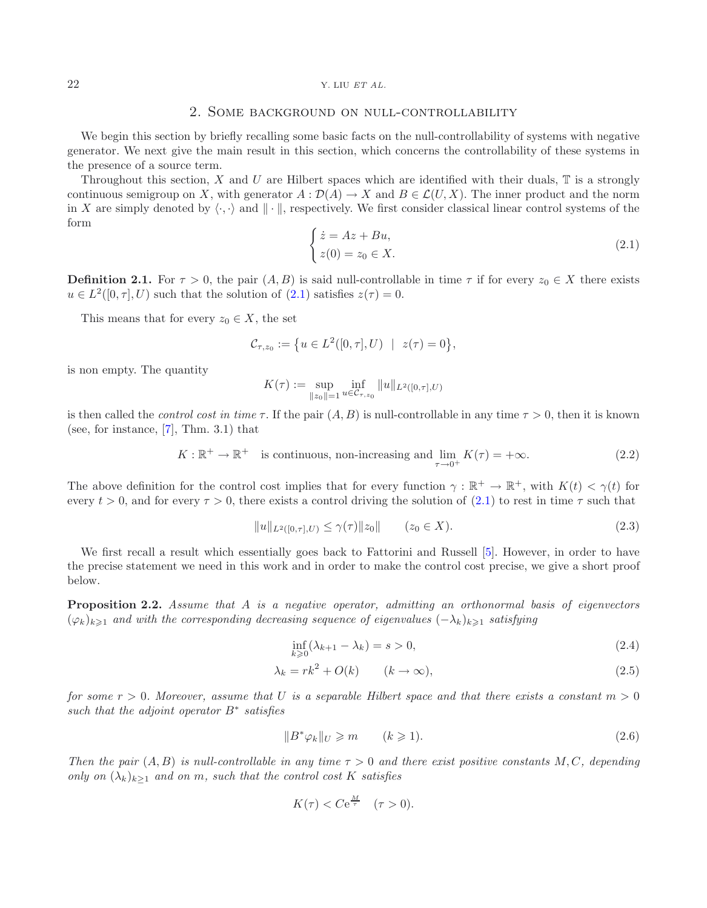## 2. Some background on null-controllability

We begin this section by briefly recalling some basic facts on the null-controllability of systems with negative generator. We next give the main result in this section, which concerns the controllability of these systems in the presence of a source term.

Throughout this section, $X$ and $U$ are Hilbert spaces which are identified with their duals, $\mathbb{T}$ is a strongly continuous semigroup on $X$, with generator $A : \mathcal{D}(A) \to X$ and $B \in \mathcal{L}(U, X)$. The inner product and the norm in $X$ are simply denoted by $\langle \cdot, \cdot \rangle$ and $\| \cdot \|$, respectively. We first consider classical linear control systems of the form

$$
\begin{cases} \dot{z} = Az + Bu, \\ z(0) = z_0 \in X. \end{cases} \tag{2.1}
$$

**Definition 2.1.** For $\tau > 0$, the pair $(A, B)$ is said null-controllable in time $\tau$ if for every $z_0 \in X$ there exists $u \in L^2([0, \tau], U)$ such that the solution of (2.1) satisfies $z(\tau) = 0$.

This means that for every $z_0 \in X$, the set

$$
\mathcal{C}_{\tau, z_0} := \left\{ u \in L^2([0, \tau], U) \;\; | \;\; z(\tau) = 0 \right\},
$$

is non empty. The quantity

$$
K(\tau) := \sup_{\|z_0\|=1} \inf_{u \in \mathcal{C}_{\tau, z_0}} \|u\|_{L^2([0,\tau],U)}
$$

is then called the *control cost in time* $\tau$. If the pair $(A, B)$ is null-controllable in any time $\tau > 0$, then it is known (see, for instance, [7], Thm. 3.1) that

$$
K : \mathbb{R}^+ \to \mathbb{R}^+ \quad \text{is continuous, non-increasing and} \lim_{\tau \to 0^+} K(\tau) = +\infty. \tag{2.2}
$$

The above definition for the control cost implies that for every function $\gamma : \mathbb{R}^+ \to \mathbb{R}^+$, with $K(t) < \gamma(t)$ for every $t > 0$, and for every $\tau > 0$, there exists a control driving the solution of (2.1) to rest in time $\tau$ such that

$$
\|u\|_{L^2([0,\tau],U)} \leq \gamma(\tau) \|z_0\| \qquad (z_0 \in X). \tag{2.3}
$$

We first recall a result which essentially goes back to Fattorini and Russell [5]. However, in order to have the precise statement we need in this work and in order to make the control cost precise, we give a short proof below.

**Proposition 2.2.** *Assume that $A$ is a negative operator, admitting an orthonormal basis of eigenvectors $(\varphi_k)_{k \geqslant 1}$ and with the corresponding decreasing sequence of eigenvalues $(-\lambda_k)_{k \geqslant 1}$ satisfying*

$$
\inf_{k \geqslant 0} (\lambda_{k+1} - \lambda_k) = s > 0, \tag{2.4}
$$

$$
\lambda_k = rk^2 + O(k) \qquad (k \to \infty), \tag{2.5}
$$

*for some $r > 0$. Moreover, assume that $U$ is a separable Hilbert space and that there exists a constant $m > 0$ such that the adjoint operator $B^*$ satisfies*

$$
\|B^* \varphi_k\|_U \geqslant m \qquad (k \geqslant 1). \tag{2.6}
$$

*Then the pair $(A, B)$ is null-controllable in any time $\tau > 0$ and there exist positive constants $M, C$, depending only on $(\lambda_k)_{k \geq 1}$ and on $m$, such that the control cost $K$ satisfies*

$$
K(\tau) < C \mathrm{e}^{\frac{M}{\tau}} \quad (\tau > 0).
$$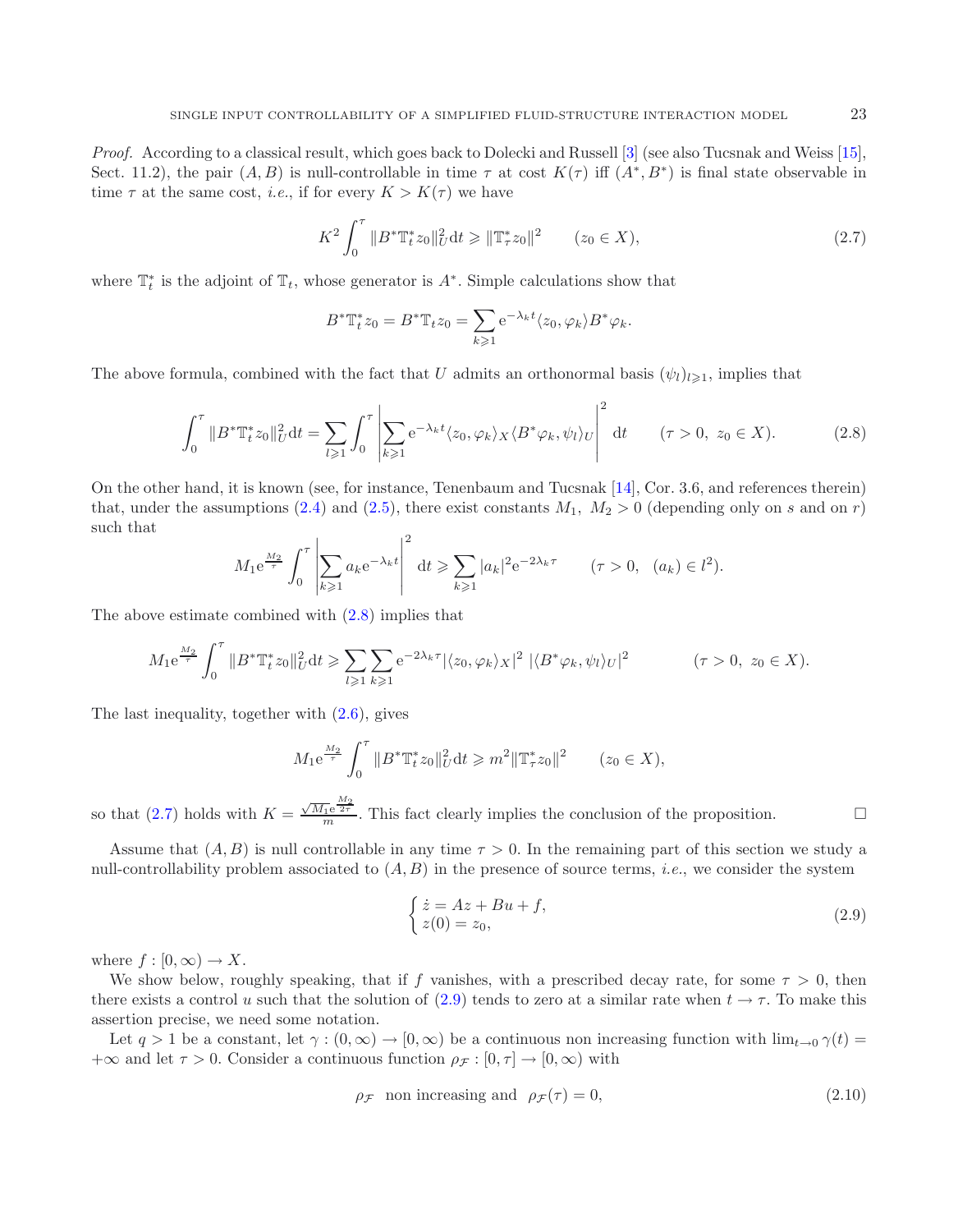*Proof.* According to a classical result, which goes back to Dolecki and Russell [3] (see also Tucsnak and Weiss [15], Sect. 11.2), the pair $(A, B)$ is null-controllable in time $\tau$ at cost $K(\tau)$ iff $(A^*, B^*)$ is final state observable in time $\tau$ at the same cost, *i.e.*, if for every $K > K(\tau)$ we have

$$K^2 \int_0^\tau \|B^* \mathbb{T}_t^* z_0\|_U^2 \mathrm{d}t \geqslant \|\mathbb{T}_\tau^* z_0\|^2 \qquad (z_0 \in X), \tag{2.7}$$

where $\mathbb{T}_t^*$ is the adjoint of $\mathbb{T}_t$, whose generator is $A^*$. Simple calculations show that

$$B^* \mathbb{T}_t^* z_0 = B^* \mathbb{T}_t z_0 = \sum_{k \geqslant 1} \mathrm{e}^{-\lambda_k t} \langle z_0, \varphi_k \rangle B^* \varphi_k.$$

The above formula, combined with the fact that $U$ admits an orthonormal basis $(\psi_l)_{l \geqslant 1}$, implies that

$$\int_0^\tau \|B^* \mathbb{T}_t^* z_0\|_U^2 \mathrm{d}t = \sum_{l \geqslant 1} \int_0^\tau \left| \sum_{k \geqslant 1} \mathrm{e}^{-\lambda_k t} \langle z_0, \varphi_k \rangle_X \langle B^* \varphi_k, \psi_l \rangle_U \right|^2 \mathrm{d}t \qquad (\tau > 0,\ z_0 \in X). \tag{2.8}$$

On the other hand, it is known (see, for instance, Tenenbaum and Tucsnak [14], Cor. 3.6, and references therein) that, under the assumptions (2.4) and (2.5), there exist constants $M_1,\ M_2 > 0$ (depending only on $s$ and on $r$) such that

$$M_1 \mathrm{e}^{\frac{M_2}{\tau}} \int_0^\tau \left| \sum_{k \geqslant 1} a_k \mathrm{e}^{-\lambda_k t} \right|^2 \mathrm{d}t \geqslant \sum_{k \geqslant 1} |a_k|^2 \mathrm{e}^{-2\lambda_k \tau} \qquad (\tau > 0, \quad (a_k) \in l^2).$$

The above estimate combined with (2.8) implies that

$$M_1 \mathrm{e}^{\frac{M_2}{\tau}} \int_0^\tau \|B^* \mathbb{T}_t^* z_0\|_U^2 \mathrm{d}t \geqslant \sum_{l \geqslant 1} \sum_{k \geqslant 1} \mathrm{e}^{-2\lambda_k \tau} |\langle z_0, \varphi_k \rangle_X|^2 \ |\langle B^* \varphi_k, \psi_l \rangle_U|^2 \qquad (\tau > 0,\ z_0 \in X).$$

The last inequality, together with (2.6), gives

$$M_1 \mathrm{e}^{\frac{M_2}{\tau}} \int_0^\tau \|B^* \mathbb{T}_t^* z_0\|_U^2 \mathrm{d}t \geqslant m^2 \|\mathbb{T}_\tau^* z_0\|^2 \qquad (z_0 \in X),$$

so that (2.7) holds with $K = \frac{\sqrt{M_1} \mathrm{e}^{\frac{M_2}{2\tau}}}{m}$. This fact clearly implies the conclusion of the proposition. $\square$

Assume that $(A, B)$ is null controllable in any time $\tau > 0$. In the remaining part of this section we study a null-controllability problem associated to $(A, B)$ in the presence of source terms, *i.e.*, we consider the system

$$\begin{cases} \dot{z} = Az + Bu + f, \\ z(0) = z_0, \end{cases} \tag{2.9}$$

where $f : [0, \infty) \to X$.

We show below, roughly speaking, that if $f$ vanishes, with a prescribed decay rate, for some $\tau > 0$, then there exists a control $u$ such that the solution of (2.9) tends to zero at a similar rate when $t \to \tau$. To make this assertion precise, we need some notation.

Let $q > 1$ be a constant, let $\gamma : (0, \infty) \to [0, \infty)$ be a continuous non increasing function with $\lim_{t \to 0} \gamma(t) = +\infty$ and let $\tau > 0$. Consider a continuous function $\rho_{\mathcal{F}} : [0, \tau] \to [0, \infty)$ with

$$\rho_{\mathcal{F}} \ \text{ non increasing and } \ \rho_{\mathcal{F}}(\tau) = 0, \tag{2.10}$$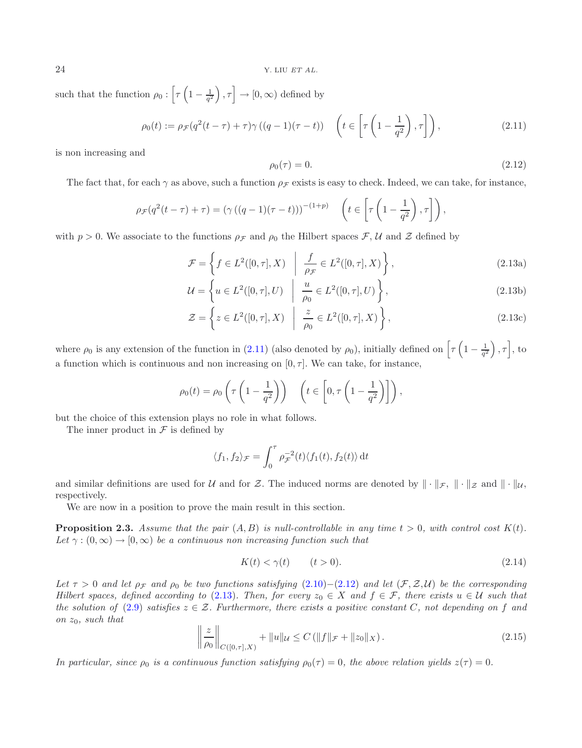such that the function $\rho_0 : \left[\tau\left(1-\frac{1}{q^2}\right), \tau\right] \to [0,\infty)$ defined by

$$\rho_0(t) := \rho_{\mathcal{F}}(q^2(t-\tau)+\tau)\gamma\left((q-1)(\tau-t)\right) \quad \left(t \in \left[\tau\left(1-\frac{1}{q^2}\right), \tau\right]\right), \tag{2.11}$$

is non increasing and

$$\rho_0(\tau) = 0. \tag{2.12}$$

The fact that, for each $\gamma$ as above, such a function $\rho_{\mathcal{F}}$ exists is easy to check. Indeed, we can take, for instance,

$$\rho_{\mathcal{F}}(q^2(t-\tau)+\tau) = \left(\gamma\left((q-1)(\tau-t)\right)\right)^{-(1+p)} \quad \left(t \in \left[\tau\left(1-\frac{1}{q^2}\right), \tau\right]\right),$$

with $p > 0$. We associate to the functions $\rho_{\mathcal{F}}$ and $\rho_0$ the Hilbert spaces $\mathcal{F}$, $\mathcal{U}$ and $\mathcal{Z}$ defined by

$$\mathcal{F} = \left\{ f \in L^2([0,\tau], X) \;\middle|\; \frac{f}{\rho_{\mathcal{F}}} \in L^2([0,\tau], X) \right\}, \tag{2.13a}$$

$$\mathcal{U} = \left\{ u \in L^2([0,\tau], U) \;\middle|\; \frac{u}{\rho_0} \in L^2([0,\tau], U) \right\}, \tag{2.13b}$$

$$\mathcal{Z} = \left\{ z \in L^2([0,\tau], X) \;\middle|\; \frac{z}{\rho_0} \in L^2([0,\tau], X) \right\}, \tag{2.13c}$$

where $\rho_0$ is any extension of the function in (2.11) (also denoted by $\rho_0$), initially defined on $\left[\tau\left(1-\frac{1}{q^2}\right), \tau\right]$, to a function which is continuous and non increasing on $[0,\tau]$. We can take, for instance,

$$\rho_0(t) = \rho_0\left(\tau\left(1-\frac{1}{q^2}\right)\right) \quad \left(t \in \left[0, \tau\left(1-\frac{1}{q^2}\right)\right]\right),$$

but the choice of this extension plays no role in what follows.

The inner product in $\mathcal{F}$ is defined by

$$\langle f_1, f_2\rangle_{\mathcal{F}} = \int_0^\tau \rho_{\mathcal{F}}^{-2}(t)\langle f_1(t), f_2(t)\rangle \,\mathrm{d}t$$

and similar definitions are used for $\mathcal{U}$ and for $\mathcal{Z}$. The induced norms are denoted by $\|\cdot\|_{\mathcal{F}}$, $\|\cdot\|_{\mathcal{Z}}$ and $\|\cdot\|_{\mathcal{U}}$, respectively.

We are now in a position to prove the main result in this section.

**Proposition 2.3.** *Assume that the pair $(A, B)$ is null-controllable in any time $t > 0$, with control cost $K(t)$. Let $\gamma : (0,\infty) \to [0,\infty)$ be a continuous non increasing function such that*

$$K(t) < \gamma(t) \qquad (t > 0). \tag{2.14}$$

*Let $\tau > 0$ and let $\rho_{\mathcal{F}}$ and $\rho_0$ be two functions satisfying (2.10)–(2.12) and let $(\mathcal{F}, \mathcal{Z}, \mathcal{U})$ be the corresponding Hilbert spaces, defined according to (2.13). Then, for every $z_0 \in X$ and $f \in \mathcal{F}$, there exists $u \in \mathcal{U}$ such that the solution of (2.9) satisfies $z \in \mathcal{Z}$. Furthermore, there exists a positive constant $C$, not depending on $f$ and on $z_0$, such that*

$$\left\|\frac{z}{\rho_0}\right\|_{C([0,\tau],X)} + \|u\|_{\mathcal{U}} \leq C\left(\|f\|_{\mathcal{F}} + \|z_0\|_X\right). \tag{2.15}$$

*In particular, since $\rho_0$ is a continuous function satisfying $\rho_0(\tau) = 0$, the above relation yields $z(\tau) = 0$.*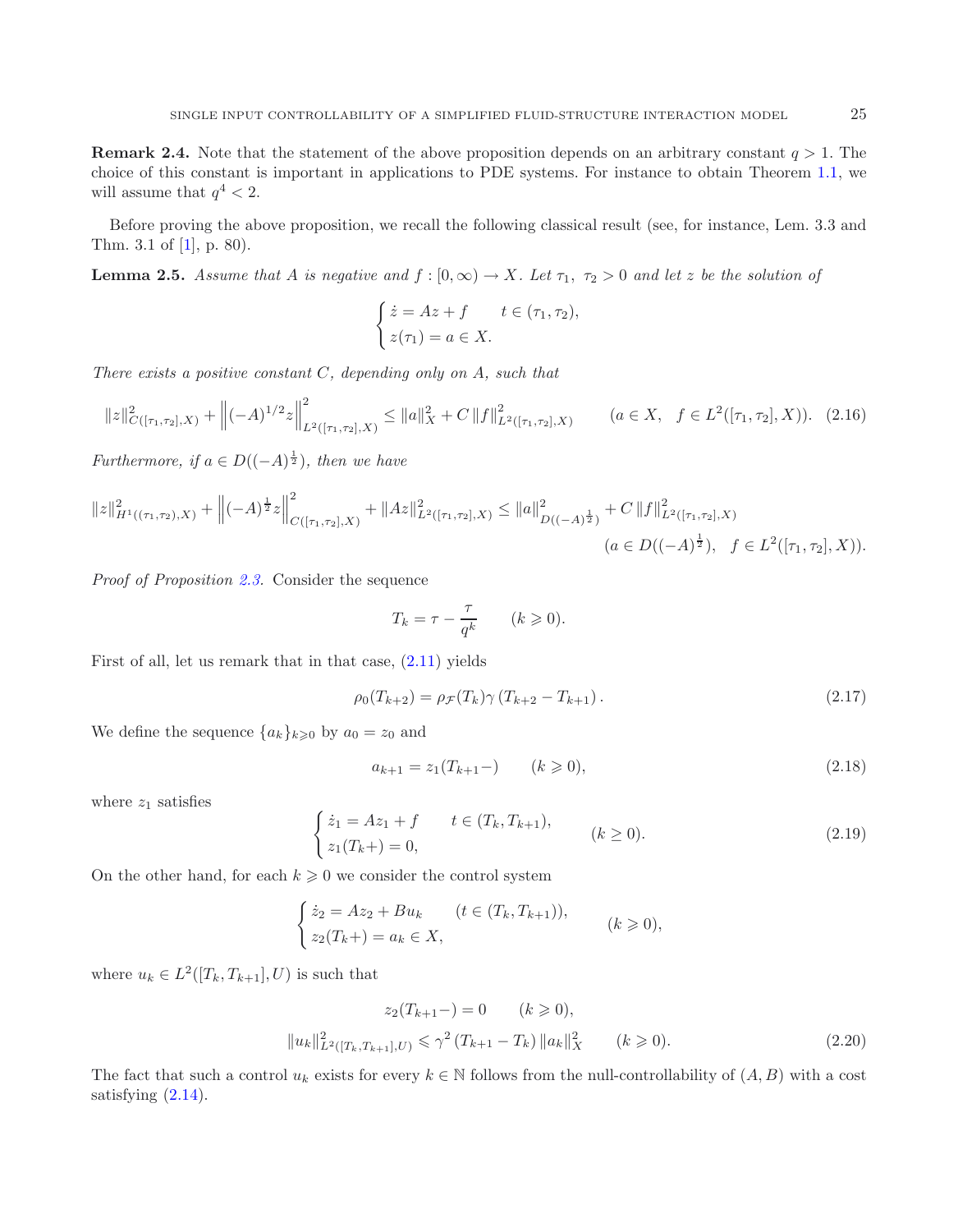**Remark 2.4.** Note that the statement of the above proposition depends on an arbitrary constant $q > 1$. The choice of this constant is important in applications to PDE systems. For instance to obtain Theorem 1.1, we will assume that $q^4 < 2$.

Before proving the above proposition, we recall the following classical result (see, for instance, Lem. 3.3 and Thm. 3.1 of [1], p. 80).

**Lemma 2.5.** *Assume that $A$ is negative and $f : [0, \infty) \to X$. Let $\tau_1,\ \tau_2 > 0$ and let $z$ be the solution of*

$$\begin{cases} \dot{z} = Az + f \qquad t \in (\tau_1, \tau_2), \\ z(\tau_1) = a \in X. \end{cases}$$

*There exists a positive constant $C$, depending only on $A$, such that*

$$\|z\|^2_{C([\tau_1,\tau_2],X)} + \left\|(-A)^{1/2} z\right\|^2_{L^2([\tau_1,\tau_2],X)} \leq \|a\|^2_X + C\,\|f\|^2_{L^2([\tau_1,\tau_2],X)} \qquad (a \in X, \quad f \in L^2([\tau_1, \tau_2], X)). \tag{2.16}$$

*Furthermore, if $a \in D((-A)^{\frac{1}{2}})$, then we have*

$$\|z\|^2_{H^1((\tau_1,\tau_2),X)} + \left\|(-A)^{\frac{1}{2}} z\right\|^2_{C([\tau_1,\tau_2],X)} + \|Az\|^2_{L^2([\tau_1,\tau_2],X)} \leq \|a\|^2_{D((-A)^{\frac{1}{2}})} + C\,\|f\|^2_{L^2([\tau_1,\tau_2],X)}$$
$$(a \in D((-A)^{\frac{1}{2}}), \quad f \in L^2([\tau_1, \tau_2], X)).$$

*Proof of Proposition 2.3.* Consider the sequence

$$T_k = \tau - \frac{\tau}{q^k} \qquad (k \geqslant 0).$$

First of all, let us remark that in that case, (2.11) yields

$$\rho_0(T_{k+2}) = \rho_{\mathcal{F}}(T_k)\gamma\left(T_{k+2} - T_{k+1}\right). \tag{2.17}$$

We define the sequence $\{a_k\}_{k\geqslant 0}$ by $a_0 = z_0$ and

$$a_{k+1} = z_1(T_{k+1}-) \qquad (k \geqslant 0), \tag{2.18}$$

where $z_1$ satisfies

$$\begin{cases} \dot{z}_1 = Az_1 + f \qquad t \in (T_k, T_{k+1}), \\ z_1(T_k+) = 0, \end{cases} \qquad (k \geq 0). \tag{2.19}$$

On the other hand, for each $k \geqslant 0$ we consider the control system

$$\begin{cases} \dot{z}_2 = Az_2 + Bu_k \qquad (t \in (T_k, T_{k+1})), \\ z_2(T_k+) = a_k \in X, \end{cases} \qquad (k \geqslant 0),$$

where $u_k \in L^2([T_k, T_{k+1}], U)$ is such that

$$z_2(T_{k+1}-) = 0 \qquad (k \geqslant 0),$$
$$\|u_k\|^2_{L^2([T_k,T_{k+1}],U)} \leqslant \gamma^2\left(T_{k+1} - T_k\right)\|a_k\|^2_X \qquad (k \geqslant 0). \tag{2.20}$$

The fact that such a control $u_k$ exists for every $k \in \mathbb{N}$ follows from the null-controllability of $(A, B)$ with a cost satisfying (2.14).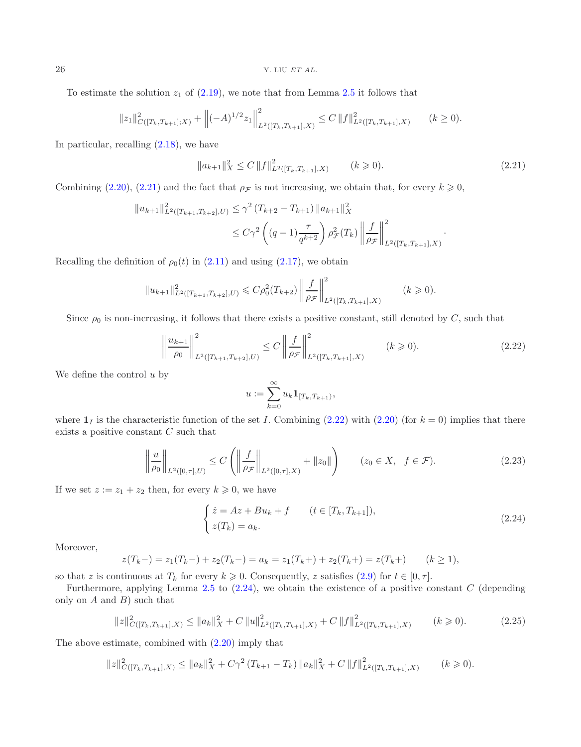To estimate the solution $z_1$ of (2.19), we note that from Lemma 2.5 it follows that

$$\|z_1\|^2_{C([T_k,T_{k+1}];X)} + \left\|(-A)^{1/2} z_1\right\|^2_{L^2([T_k,T_{k+1}],X)} \le C \|f\|^2_{L^2([T_k,T_{k+1}],X)} \qquad (k \ge 0).$$

In particular, recalling (2.18), we have

$$\|a_{k+1}\|^2_X \le C \|f\|^2_{L^2([T_k,T_{k+1}],X)} \qquad (k \geqslant 0). \tag{2.21}$$

Combining (2.20), (2.21) and the fact that $\rho_{\mathcal{F}}$ is not increasing, we obtain that, for every $k \geqslant 0$,

$$\begin{aligned}\|u_{k+1}\|^2_{L^2([T_{k+1},T_{k+2}],U)} &\le \gamma^2 \left(T_{k+2} - T_{k+1}\right) \|a_{k+1}\|^2_X \\ &\le C\gamma^2 \left((q-1)\frac{\tau}{q^{k+2}}\right) \rho^2_{\mathcal{F}}(T_k) \left\|\frac{f}{\rho_{\mathcal{F}}}\right\|^2_{L^2([T_k,T_{k+1}],X)}.\end{aligned}$$

Recalling the definition of $\rho_0(t)$ in (2.11) and using (2.17), we obtain

$$\|u_{k+1}\|^2_{L^2([T_{k+1},T_{k+2}],U)} \leqslant C\rho_0^2(T_{k+2}) \left\|\frac{f}{\rho_{\mathcal{F}}}\right\|^2_{L^2([T_k,T_{k+1}],X)} \qquad (k \geqslant 0).$$

Since $\rho_0$ is non-increasing, it follows that there exists a positive constant, still denoted by $C$, such that

$$\left\|\frac{u_{k+1}}{\rho_0}\right\|^2_{L^2([T_{k+1},T_{k+2}],U)} \le C \left\|\frac{f}{\rho_{\mathcal{F}}}\right\|^2_{L^2([T_k,T_{k+1}],X)} \qquad (k \geqslant 0). \tag{2.22}$$

We define the control $u$ by

$$u := \sum_{k=0}^{\infty} u_k \mathbf{1}_{[T_k,T_{k+1})},$$

where $\mathbf{1}_I$ is the characteristic function of the set $I$. Combining (2.22) with (2.20) (for $k=0$) implies that there exists a positive constant $C$ such that

$$\left\|\frac{u}{\rho_0}\right\|_{L^2([0,\tau],U)} \le C \left(\left\|\frac{f}{\rho_{\mathcal{F}}}\right\|_{L^2([0,\tau],X)} + \|z_0\|\right) \qquad (z_0 \in X, \quad f \in \mathcal{F}). \tag{2.23}$$

If we set $z := z_1 + z_2$ then, for every $k \geqslant 0$, we have

$$\begin{cases} \dot{z} = Az + Bu_k + f \qquad (t \in [T_k, T_{k+1}]), \\ z(T_k) = a_k. \end{cases} \tag{2.24}$$

Moreover,

$$z(T_k-) = z_1(T_k-) + z_2(T_k-) = a_k = z_1(T_k+) + z_2(T_k+) = z(T_k+) \qquad (k \ge 1),$$

so that $z$ is continuous at $T_k$ for every $k \geqslant 0$. Consequently, $z$ satisfies (2.9) for $t \in [0,\tau]$.

Furthermore, applying Lemma 2.5 to (2.24), we obtain the existence of a positive constant $C$ (depending only on $A$ and $B$) such that

$$\|z\|^2_{C([T_k,T_{k+1}],X)} \le \|a_k\|^2_X + C\|u\|^2_{L^2([T_k,T_{k+1}],X)} + C\|f\|^2_{L^2([T_k,T_{k+1}],X)} \qquad (k \geqslant 0). \tag{2.25}$$

The above estimate, combined with (2.20) imply that

$$\|z\|^2_{C([T_k,T_{k+1}],X)} \le \|a_k\|^2_X + C\gamma^2 \left(T_{k+1} - T_k\right) \|a_k\|^2_X + C\|f\|^2_{L^2([T_k,T_{k+1}],X)} \qquad (k \geqslant 0).$$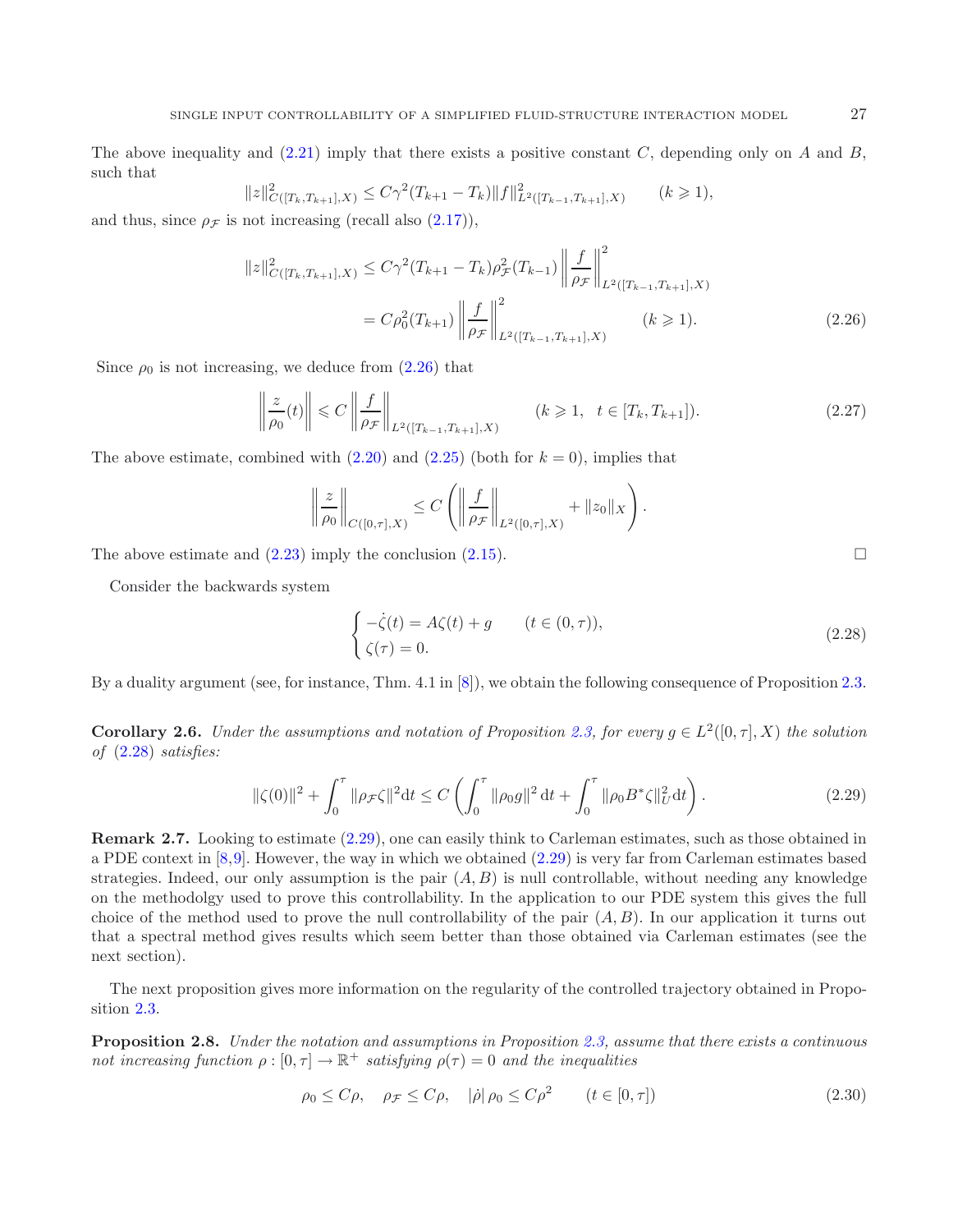The above inequality and (2.21) imply that there exists a positive constant $C$, depending only on $A$ and $B$, such that

$$\|z\|^2_{C([T_k,T_{k+1}],X)} \leq C\gamma^2(T_{k+1}-T_k)\|f\|^2_{L^2([T_{k-1},T_{k+1}],X)} \qquad (k \geqslant 1),$$

and thus, since $\rho_{\mathcal{F}}$ is not increasing (recall also (2.17)),

$$\begin{aligned}
\|z\|^2_{C([T_k,T_{k+1}],X)} &\leq C\gamma^2(T_{k+1}-T_k)\rho^2_{\mathcal{F}}(T_{k-1}) \left\|\frac{f}{\rho_{\mathcal{F}}}\right\|^2_{L^2([T_{k-1},T_{k+1}],X)} \\
&= C\rho_0^2(T_{k+1}) \left\|\frac{f}{\rho_{\mathcal{F}}}\right\|^2_{L^2([T_{k-1},T_{k+1}],X)} \qquad (k \geqslant 1).
\end{aligned} \tag{2.26}$$

Since $\rho_0$ is not increasing, we deduce from (2.26) that

$$\left\|\frac{z}{\rho_0}(t)\right\| \leqslant C \left\|\frac{f}{\rho_{\mathcal{F}}}\right\|_{L^2([T_{k-1},T_{k+1}],X)} \qquad (k \geqslant 1, \quad t \in [T_k, T_{k+1}]). \tag{2.27}$$

The above estimate, combined with (2.20) and (2.25) (both for $k = 0$), implies that

$$\left\|\frac{z}{\rho_0}\right\|_{C([0,\tau],X)} \leq C\left(\left\|\frac{f}{\rho_{\mathcal{F}}}\right\|_{L^2([0,\tau],X)} + \|z_0\|_X\right).$$

The above estimate and (2.23) imply the conclusion (2.15). □

Consider the backwards system

$$\begin{cases} -\dot{\zeta}(t) = A\zeta(t) + g \qquad (t \in (0,\tau)), \\ \zeta(\tau) = 0. \end{cases} \tag{2.28}$$

By a duality argument (see, for instance, Thm. 4.1 in [8]), we obtain the following consequence of Proposition 2.3.

**Corollary 2.6.** *Under the assumptions and notation of Proposition 2.3, for every $g \in L^2([0,\tau],X)$ the solution of (2.28) satisfies:*

$$\|\zeta(0)\|^2 + \int_0^\tau \|\rho_{\mathcal{F}}\zeta\|^2 \mathrm{d}t \leq C\left(\int_0^\tau \|\rho_0 g\|^2 \,\mathrm{d}t + \int_0^\tau \|\rho_0 B^*\zeta\|^2_U \mathrm{d}t\right). \tag{2.29}$$

**Remark 2.7.** Looking to estimate (2.29), one can easily think to Carleman estimates, such as those obtained in a PDE context in [8,9]. However, the way in which we obtained (2.29) is very far from Carleman estimates based strategies. Indeed, our only assumption is the pair $(A, B)$ is null controllable, without needing any knowledge on the methodolgy used to prove this controllability. In the application to our PDE system this gives the full choice of the method used to prove the null controllability of the pair $(A, B)$. In our application it turns out that a spectral method gives results which seem better than those obtained via Carleman estimates (see the next section).

The next proposition gives more information on the regularity of the controlled trajectory obtained in Proposition 2.3.

**Proposition 2.8.** *Under the notation and assumptions in Proposition 2.3, assume that there exists a continuous not increasing function $\rho : [0,\tau] \to \mathbb{R}^+$ satisfying $\rho(\tau) = 0$ and the inequalities*

$$\rho_0 \leq C\rho, \quad \rho_{\mathcal{F}} \leq C\rho, \quad |\dot{\rho}|\,\rho_0 \leq C\rho^2 \qquad (t \in [0,\tau]) \tag{2.30}$$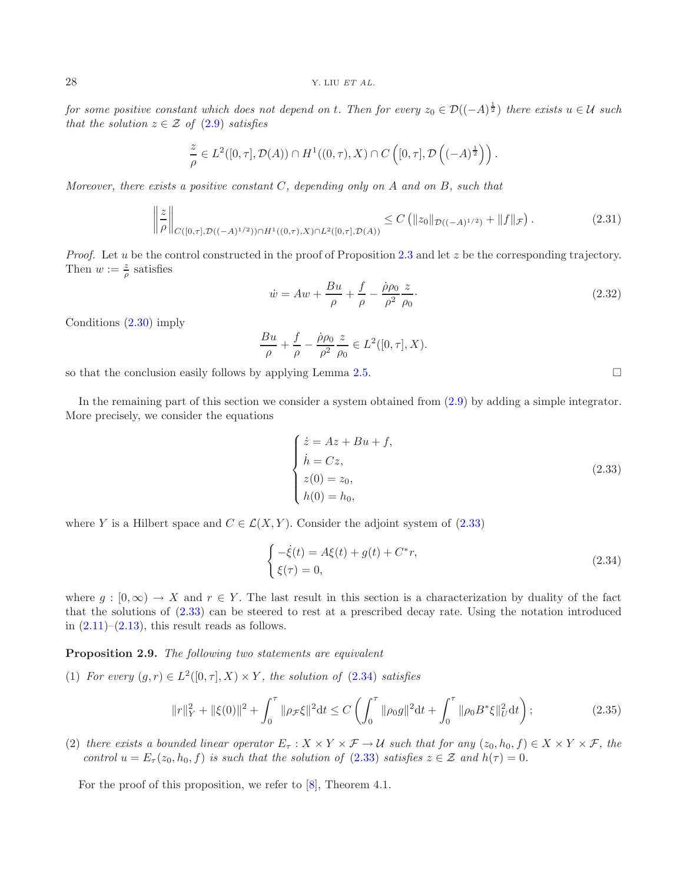*for some positive constant which does not depend on t. Then for every $z_0 \in \mathcal{D}((-A)^{\frac{1}{2}})$ there exists $u \in \mathcal{U}$ such that the solution $z \in \mathcal{Z}$ of* (2.9) *satisfies*

$$\frac{z}{\rho} \in L^2([0,\tau], \mathcal{D}(A)) \cap H^1((0,\tau), X) \cap C\left([0,\tau], \mathcal{D}\left((-A)^{\frac{1}{2}}\right)\right).$$

*Moreover, there exists a positive constant C, depending only on A and on B, such that*

$$\left\|\frac{z}{\rho}\right\|_{C([0,\tau],\mathcal{D}((-A)^{1/2}))\cap H^1((0,\tau),X)\cap L^2([0,\tau],\mathcal{D}(A))} \leq C\left(\|z_0\|_{\mathcal{D}((-A)^{1/2})} + \|f\|_{\mathcal{F}}\right). \tag{2.31}$$

*Proof.* Let $u$ be the control constructed in the proof of Proposition 2.3 and let $z$ be the corresponding trajectory. Then $w := \frac{z}{\rho}$ satisfies

$$\dot{w} = Aw + \frac{Bu}{\rho} + \frac{f}{\rho} - \frac{\dot{\rho}\rho_0}{\rho^2}\frac{z}{\rho_0}\cdot \tag{2.32}$$

Conditions (2.30) imply

$$\frac{Bu}{\rho} + \frac{f}{\rho} - \frac{\dot{\rho}\rho_0}{\rho^2}\frac{z}{\rho_0} \in L^2([0,\tau], X).$$

so that the conclusion easily follows by applying Lemma 2.5. $\square$

In the remaining part of this section we consider a system obtained from (2.9) by adding a simple integrator. More precisely, we consider the equations

$$\begin{cases} \dot{z} = Az + Bu + f, \\ \dot{h} = Cz, \\ z(0) = z_0, \\ h(0) = h_0, \end{cases} \tag{2.33}$$

where $Y$ is a Hilbert space and $C \in \mathcal{L}(X, Y)$. Consider the adjoint system of (2.33)

$$\begin{cases} -\dot{\xi}(t) = A\xi(t) + g(t) + C^* r, \\ \xi(\tau) = 0, \end{cases} \tag{2.34}$$

where $g : [0,\infty) \to X$ and $r \in Y$. The last result in this section is a characterization by duality of the fact that the solutions of (2.33) can be steered to rest at a prescribed decay rate. Using the notation introduced in (2.11)–(2.13), this result reads as follows.

**Proposition 2.9.** *The following two statements are equivalent*

(1) *For every $(g,r) \in L^2([0,\tau], X) \times Y$, the solution of* (2.34) *satisfies*

$$\|r\|_Y^2 + \|\xi(0)\|^2 + \int_0^\tau \|\rho_{\mathcal{F}}\xi\|^2 \mathrm{d}t \leq C\left(\int_0^\tau \|\rho_0 g\|^2 \mathrm{d}t + \int_0^\tau \|\rho_0 B^*\xi\|_U^2 \mathrm{d}t\right); \tag{2.35}$$

(2) *there exists a bounded linear operator $E_\tau : X \times Y \times \mathcal{F} \to \mathcal{U}$ such that for any $(z_0, h_0, f) \in X \times Y \times \mathcal{F}$, the control $u = E_\tau(z_0, h_0, f)$ is such that the solution of* (2.33) *satisfies $z \in \mathcal{Z}$ and $h(\tau) = 0$.*

For the proof of this proposition, we refer to [8], Theorem 4.1.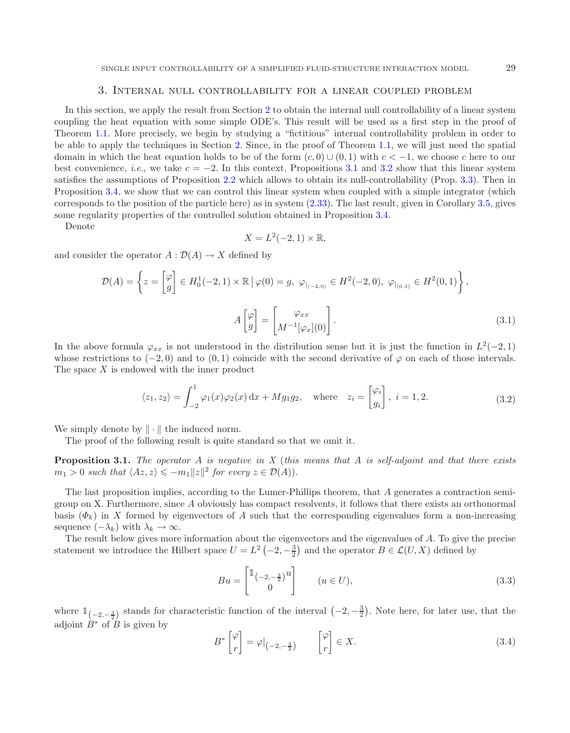## 3. Internal null controllability for a linear coupled problem

In this section, we apply the result from Section 2 to obtain the internal null controllability of a linear system coupling the heat equation with some simple ODE's. This result will be used as a first step in the proof of Theorem 1.1. More precisely, we begin by studying a "fictitious" internal controllability problem in order to be able to apply the techniques in Section 2. Since, in the proof of Theorem 1.1, we will just need the spatial domain in which the heat equation holds to be of the form $(c, 0) \cup (0, 1)$ with $c < -1$, we choose $c$ here to our best convenience, *i.e.*, we take $c = -2$. In this context, Propositions 3.1 and 3.2 show that this linear system satisfies the assumptions of Proposition 2.2 which allows to obtain its null-controllability (Prop. 3.3). Then in Proposition 3.4, we show that we can control this linear system when coupled with a simple integrator (which corresponds to the position of the particle here) as in system (2.33). The last result, given in Corollary 3.5, gives some regularity properties of the controlled solution obtained in Proposition 3.4.

Denote

$$X = L^2(-2, 1) \times \mathbb{R},$$

and consider the operator $A : \mathcal{D}(A) \to X$ defined by

$$\mathcal{D}(A) = \left\{ z = \begin{bmatrix} \varphi \\ g \end{bmatrix} \in H_0^1(-2, 1) \times \mathbb{R} \,|\, \varphi(0) = g,\ \varphi_{|_{(-2,0)}} \in H^2(-2, 0),\ \varphi_{|_{(0,1)}} \in H^2(0, 1) \right\},$$

$$A \begin{bmatrix} \varphi \\ g \end{bmatrix} = \begin{bmatrix} \varphi_{xx} \\ M^{-1}[\varphi_x](0) \end{bmatrix}. \tag{3.1}$$

In the above formula $\varphi_{xx}$ is not understood in the distribution sense but it is just the function in $L^2(-2, 1)$ whose restrictions to $(-2, 0)$ and to $(0, 1)$ coincide with the second derivative of $\varphi$ on each of those intervals. The space $X$ is endowed with the inner product

$$\langle z_1, z_2 \rangle = \int_{-2}^{1} \varphi_1(x)\varphi_2(x)\, \mathrm{d}x + M g_1 g_2, \quad \text{where} \quad z_i = \begin{bmatrix} \varphi_i \\ g_i \end{bmatrix},\ i = 1, 2. \tag{3.2}$$

We simply denote by $\| \cdot \|$ the induced norm.

The proof of the following result is quite standard so that we omit it.

**Proposition 3.1.** *The operator $A$ is negative in $X$ (this means that $A$ is self-adjoint and that there exists $m_1 > 0$ such that $\langle Az, z \rangle \leqslant -m_1\|z\|^2$ for every $z \in \mathcal{D}(A)$).*

The last proposition implies, according to the Lumer-Phillips theorem, that $A$ generates a contraction semigroup on X. Furthermore, since $A$ obviously has compact resolvents, it follows that there exists an orthonormal basis $(\Phi_k)$ in $X$ formed by eigenvectors of $A$ such that the corresponding eigenvalues form a non-increasing sequence $(-\lambda_k)$ with $\lambda_k \to \infty$.

The result below gives more information about the eigenvectors and the eigenvalues of $A$. To give the precise statement we introduce the Hilbert space $U = L^2\left(-2, -\frac{3}{2}\right)$ and the operator $B \in \mathcal{L}(U, X)$ defined by

$$Bu = \begin{bmatrix} \mathbb{1}_{\left(-2,-\frac{3}{2}\right)} u \\ 0 \end{bmatrix} \qquad (u \in U), \tag{3.3}$$

where $\mathbb{1}_{\left(-2,-\frac{3}{2}\right)}$ stands for characteristic function of the interval $\left(-2, -\frac{3}{2}\right)$. Note here, for later use, that the adjoint $B^*$ of $B$ is given by

$$B^* \begin{bmatrix} \varphi \\ r \end{bmatrix} = \varphi|_{\left(-2,-\frac{3}{2}\right)} \qquad \begin{bmatrix} \varphi \\ r \end{bmatrix} \in X. \tag{3.4}$$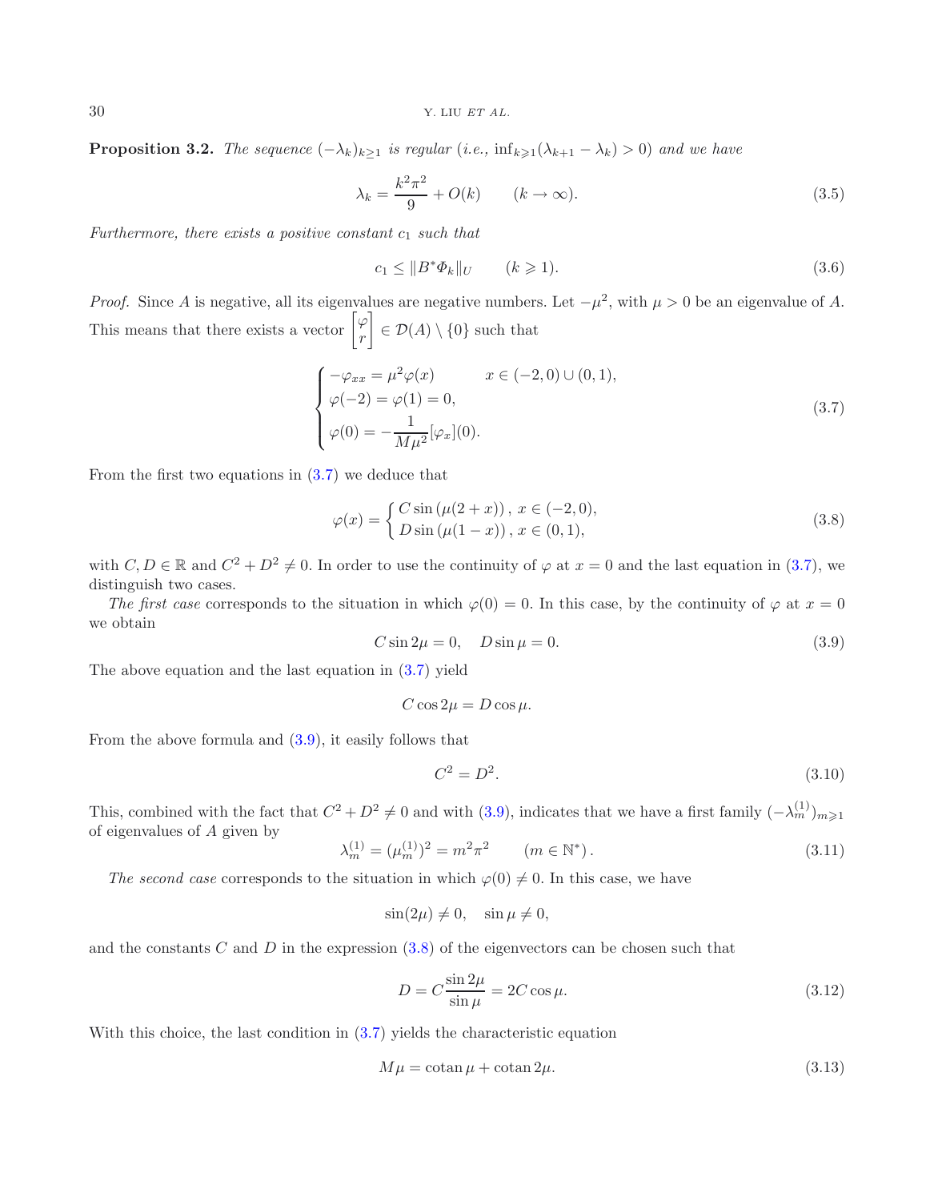**Proposition 3.2.** *The sequence $(-\lambda_k)_{k\geq 1}$ is regular (i.e., $\inf_{k\geqslant 1}(\lambda_{k+1}-\lambda_k)>0$) and we have*

$$\lambda_k = \frac{k^2\pi^2}{9} + O(k) \qquad (k\to\infty). \tag{3.5}$$

*Furthermore, there exists a positive constant $c_1$ such that*

$$c_1 \leq \|B^*\Phi_k\|_U \qquad (k\geqslant 1). \tag{3.6}$$

*Proof.* Since $A$ is negative, all its eigenvalues are negative numbers. Let $-\mu^2$, with $\mu>0$ be an eigenvalue of $A$. This means that there exists a vector $\begin{bmatrix}\varphi\\ r\end{bmatrix}\in\mathcal{D}(A)\setminus\{0\}$ such that

$$\begin{cases} -\varphi_{xx} = \mu^2\varphi(x) & x\in(-2,0)\cup(0,1),\\ \varphi(-2)=\varphi(1)=0, & \\ \varphi(0) = -\dfrac{1}{M\mu^2}[\varphi_x](0). & \end{cases} \tag{3.7}$$

From the first two equations in (3.7) we deduce that

$$\varphi(x) = \begin{cases} C\sin\left(\mu(2+x)\right),\ x\in(-2,0),\\ D\sin\left(\mu(1-x)\right),\ x\in(0,1),\end{cases} \tag{3.8}$$

with $C, D\in\mathbb{R}$ and $C^2+D^2\neq 0$. In order to use the continuity of $\varphi$ at $x=0$ and the last equation in (3.7), we distinguish two cases.

*The first case* corresponds to the situation in which $\varphi(0)=0$. In this case, by the continuity of $\varphi$ at $x=0$ we obtain

$$C\sin 2\mu = 0, \quad D\sin\mu = 0. \tag{3.9}$$

The above equation and the last equation in (3.7) yield

$$C\cos 2\mu = D\cos\mu.$$

From the above formula and (3.9), it easily follows that

$$C^2 = D^2. \tag{3.10}$$

This, combined with the fact that $C^2+D^2\neq 0$ and with (3.9), indicates that we have a first family $(-\lambda_m^{(1)})_{m\geqslant 1}$ of eigenvalues of $A$ given by

$$\lambda_m^{(1)} = (\mu_m^{(1)})^2 = m^2\pi^2 \qquad (m\in\mathbb{N}^*). \tag{3.11}$$

*The second case* corresponds to the situation in which $\varphi(0)\neq 0$. In this case, we have

$$\sin(2\mu)\neq 0, \quad \sin\mu\neq 0,$$

and the constants $C$ and $D$ in the expression (3.8) of the eigenvectors can be chosen such that

$$D = C\frac{\sin 2\mu}{\sin\mu} = 2C\cos\mu. \tag{3.12}$$

With this choice, the last condition in (3.7) yields the characteristic equation

$$M\mu = \operatorname{cotan}\mu + \operatorname{cotan}2\mu. \tag{3.13}$$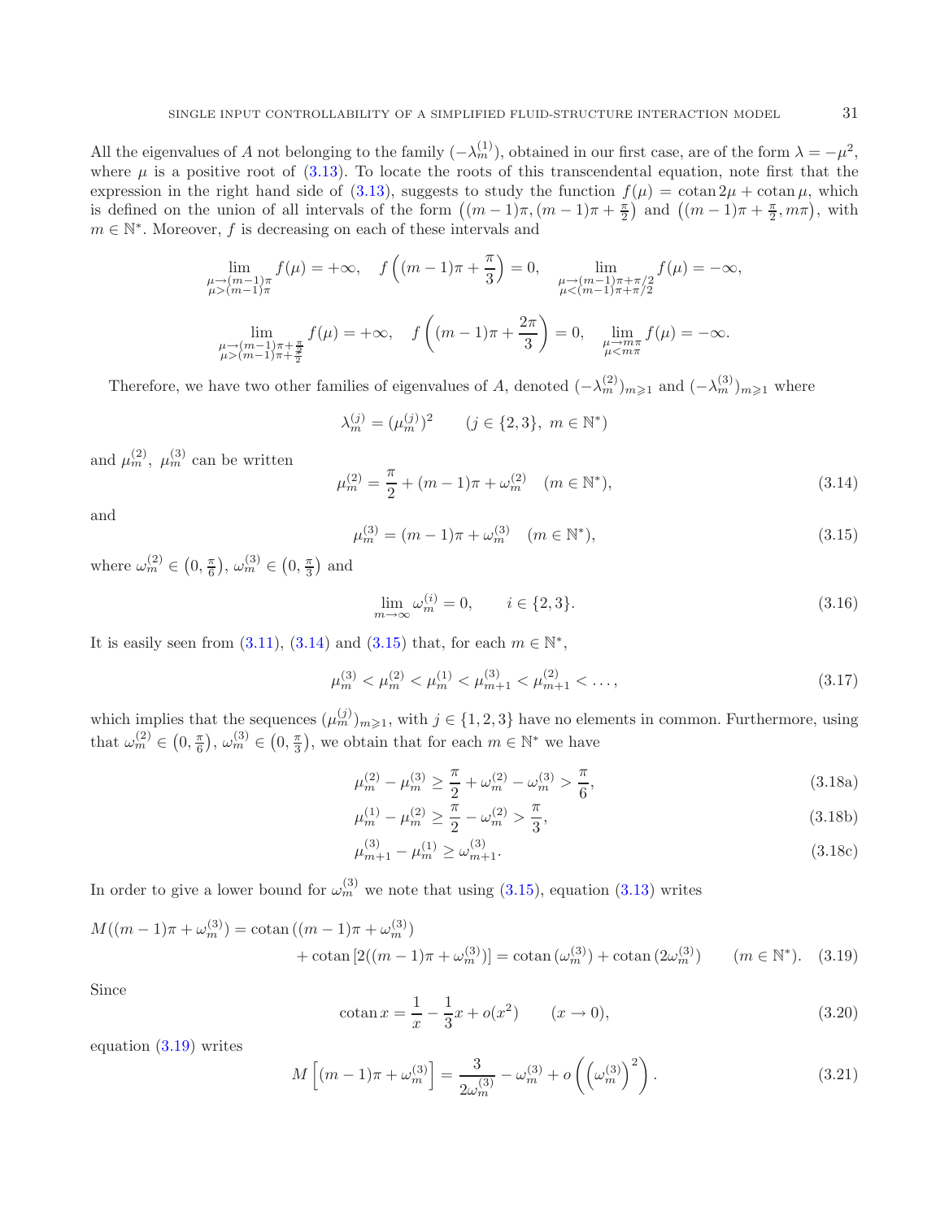All the eigenvalues of $A$ not belonging to the family $(-\lambda_m^{(1)})$, obtained in our first case, are of the form $\lambda = -\mu^2$, where $\mu$ is a positive root of (3.13). To locate the roots of this transcendental equation, note first that the expression in the right hand side of (3.13), suggests to study the function $f(\mu) = \operatorname{cotan} 2\mu + \operatorname{cotan} \mu$, which is defined on the union of all intervals of the form $\left((m-1)\pi, (m-1)\pi + \frac{\pi}{2}\right)$ and $\left((m-1)\pi + \frac{\pi}{2}, m\pi\right)$, with $m \in \mathbb{N}^*$. Moreover, $f$ is decreasing on each of these intervals and

$$
\lim_{\substack{\mu \to (m-1)\pi \\ \mu > (m-1)\pi}} f(\mu) = +\infty, \quad f\left((m-1)\pi + \frac{\pi}{3}\right) = 0, \quad \lim_{\substack{\mu \to (m-1)\pi + \pi/2 \\ \mu < (m-1)\pi + \pi/2}} f(\mu) = -\infty,
$$

$$
\lim_{\substack{\mu \to (m-1)\pi + \frac{\pi}{2} \\ \mu > (m-1)\pi + \frac{\pi}{2}}} f(\mu) = +\infty, \quad f\left((m-1)\pi + \frac{2\pi}{3}\right) = 0, \quad \lim_{\substack{\mu \to m\pi \\ \mu < m\pi}} f(\mu) = -\infty.
$$

Therefore, we have two other families of eigenvalues of $A$, denoted $(-\lambda_m^{(2)})_{m \geqslant 1}$ and $(-\lambda_m^{(3)})_{m \geqslant 1}$ where

$$
\lambda_m^{(j)} = (\mu_m^{(j)})^2 \qquad (j \in \{2, 3\},\ m \in \mathbb{N}^*)
$$

and $\mu_m^{(2)}$, $\mu_m^{(3)}$ can be written

$$
\mu_m^{(2)} = \frac{\pi}{2} + (m-1)\pi + \omega_m^{(2)} \quad (m \in \mathbb{N}^*), \tag{3.14}
$$

and

$$
\mu_m^{(3)} = (m-1)\pi + \omega_m^{(3)} \quad (m \in \mathbb{N}^*), \tag{3.15}
$$

where $\omega_m^{(2)} \in \left(0, \frac{\pi}{6}\right)$, $\omega_m^{(3)} \in \left(0, \frac{\pi}{3}\right)$ and

$$
\lim_{m \to \infty} \omega_m^{(i)} = 0, \qquad i \in \{2, 3\}. \tag{3.16}
$$

It is easily seen from (3.11), (3.14) and (3.15) that, for each $m \in \mathbb{N}^*$,

$$
\mu_m^{(3)} < \mu_m^{(2)} < \mu_m^{(1)} < \mu_{m+1}^{(3)} < \mu_{m+1}^{(2)} < \ldots, \tag{3.17}
$$

which implies that the sequences $(\mu_m^{(j)})_{m \geqslant 1}$, with $j \in \{1, 2, 3\}$ have no elements in common. Furthermore, using that $\omega_m^{(2)} \in \left(0, \frac{\pi}{6}\right)$, $\omega_m^{(3)} \in \left(0, \frac{\pi}{3}\right)$, we obtain that for each $m \in \mathbb{N}^*$ we have

$$
\mu_m^{(2)} - \mu_m^{(3)} \geq \frac{\pi}{2} + \omega_m^{(2)} - \omega_m^{(3)} > \frac{\pi}{6}, \tag{3.18a}
$$

$$
\mu_m^{(1)} - \mu_m^{(2)} \geq \frac{\pi}{2} - \omega_m^{(2)} > \frac{\pi}{3}, \tag{3.18b}
$$

$$
\mu_{m+1}^{(3)} - \mu_m^{(1)} \geq \omega_{m+1}^{(3)}. \tag{3.18c}
$$

In order to give a lower bound for $\omega_m^{(3)}$ we note that using (3.15), equation (3.13) writes

$$
\begin{aligned}
M((m-1)\pi + \omega_m^{(3)}) &= \operatorname{cotan}((m-1)\pi + \omega_m^{(3)}) \\
&\quad + \operatorname{cotan}[2((m-1)\pi + \omega_m^{(3)})] = \operatorname{cotan}(\omega_m^{(3)}) + \operatorname{cotan}(2\omega_m^{(3)}) \qquad (m \in \mathbb{N}^*).
\end{aligned} \tag{3.19}
$$

Since

$$
\operatorname{cotan} x = \frac{1}{x} - \frac{1}{3}x + o(x^2) \qquad (x \to 0), \tag{3.20}
$$

equation (3.19) writes

$$
M\left[(m-1)\pi + \omega_m^{(3)}\right] = \frac{3}{2\omega_m^{(3)}} - \omega_m^{(3)} + o\left(\left(\omega_m^{(3)}\right)^2\right). \tag{3.21}
$$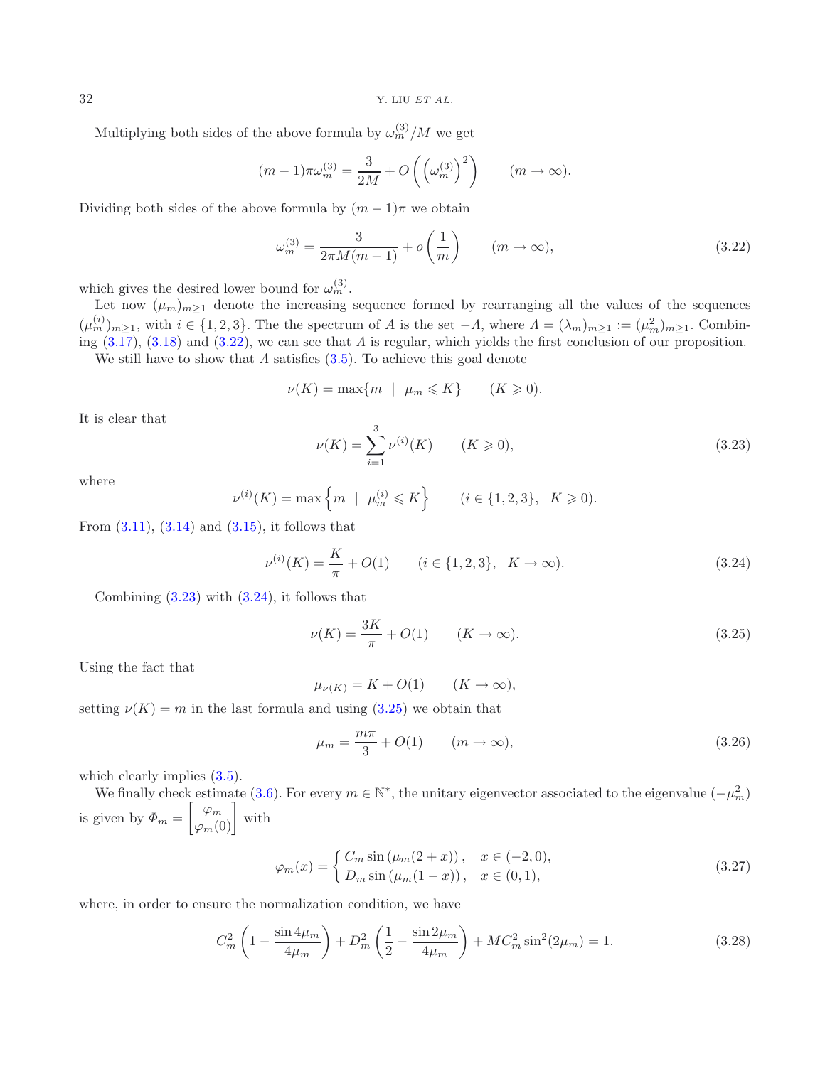Multiplying both sides of the above formula by $\omega_m^{(3)}/M$ we get

$$(m-1)\pi\omega_m^{(3)} = \frac{3}{2M} + O\left(\left(\omega_m^{(3)}\right)^2\right) \qquad (m \to \infty).$$

Dividing both sides of the above formula by $(m-1)\pi$ we obtain

$$\omega_m^{(3)} = \frac{3}{2\pi M(m-1)} + o\left(\frac{1}{m}\right) \qquad (m \to \infty), \tag{3.22}$$

which gives the desired lower bound for $\omega_m^{(3)}$.

Let now $(\mu_m)_{m\geq 1}$ denote the increasing sequence formed by rearranging all the values of the sequences $(\mu_m^{(i)})_{m\geq 1}$, with $i \in \{1,2,3\}$. The the spectrum of $A$ is the set $-\Lambda$, where $\Lambda = (\lambda_m)_{m\geq 1} := (\mu_m^2)_{m\geq 1}$. Combining (3.17), (3.18) and (3.22), we can see that $\Lambda$ is regular, which yields the first conclusion of our proposition.

We still have to show that $\Lambda$ satisfies (3.5). To achieve this goal denote

$$\nu(K) = \max\{m \mid \mu_m \leqslant K\} \qquad (K \geqslant 0).$$

It is clear that

$$\nu(K) = \sum_{i=1}^{3} \nu^{(i)}(K) \qquad (K \geqslant 0), \tag{3.23}$$

where

$$\nu^{(i)}(K) = \max\left\{m \mid \mu_m^{(i)} \leqslant K\right\} \qquad (i \in \{1,2,3\}, \quad K \geqslant 0).$$

From (3.11), (3.14) and (3.15), it follows that

$$\nu^{(i)}(K) = \frac{K}{\pi} + O(1) \qquad (i \in \{1,2,3\}, \quad K \to \infty). \tag{3.24}$$

Combining (3.23) with (3.24), it follows that

$$\nu(K) = \frac{3K}{\pi} + O(1) \qquad (K \to \infty). \tag{3.25}$$

Using the fact that

$$\mu_{\nu(K)} = K + O(1) \qquad (K \to \infty),$$

setting $\nu(K) = m$ in the last formula and using (3.25) we obtain that

$$\mu_m = \frac{m\pi}{3} + O(1) \qquad (m \to \infty), \tag{3.26}$$

which clearly implies (3.5).

We finally check estimate (3.6). For every $m \in \mathbb{N}^*$, the unitary eigenvector associated to the eigenvalue $(-\mu_m^2)$ is given by $\Phi_m = \begin{bmatrix} \varphi_m \\ \varphi_m(0) \end{bmatrix}$ with

$$\varphi_m(x) = \begin{cases} C_m \sin\left(\mu_m(2+x)\right), & x \in (-2,0), \\ D_m \sin\left(\mu_m(1-x)\right), & x \in (0,1), \end{cases} \tag{3.27}$$

where, in order to ensure the normalization condition, we have

$$C_m^2\left(1 - \frac{\sin 4\mu_m}{4\mu_m}\right) + D_m^2\left(\frac{1}{2} - \frac{\sin 2\mu_m}{4\mu_m}\right) + MC_m^2\sin^2(2\mu_m) = 1. \tag{3.28}$$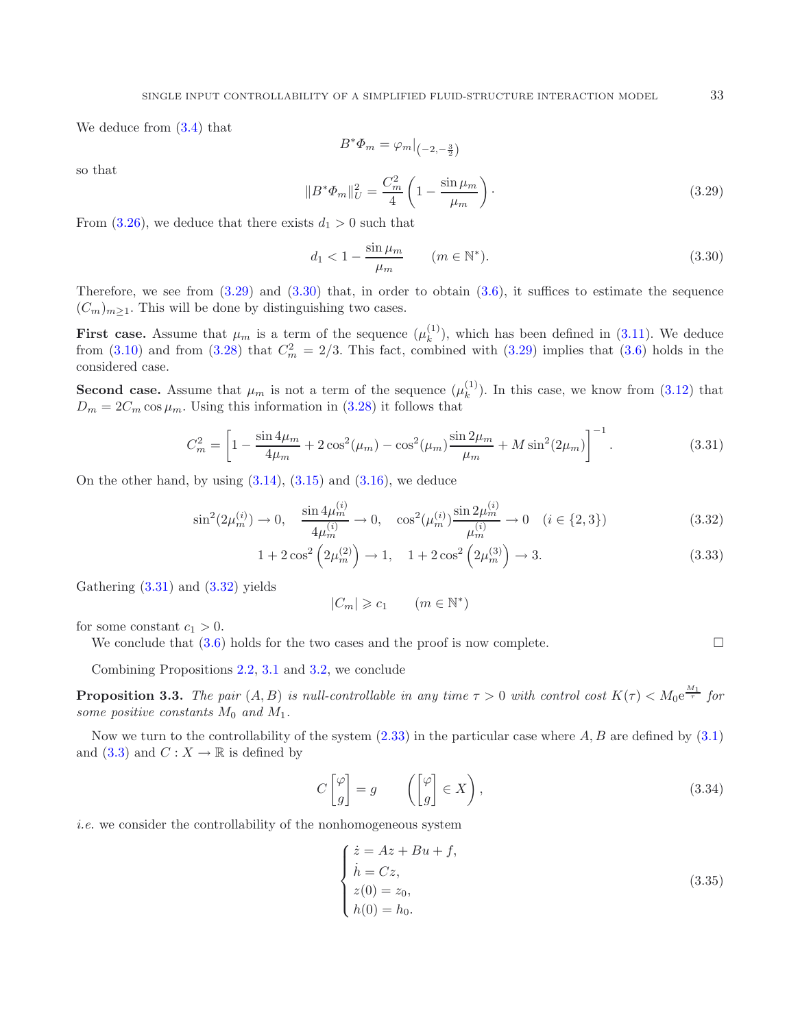We deduce from (3.4) that

$$B^*\Phi_m = \varphi_m|_{\left(-2,-\frac{3}{2}\right)}$$

so that

$$\|B^*\Phi_m\|_U^2 = \frac{C_m^2}{4}\left(1 - \frac{\sin\mu_m}{\mu_m}\right)\cdot \tag{3.29}$$

From (3.26), we deduce that there exists $d_1 > 0$ such that

$$d_1 < 1 - \frac{\sin\mu_m}{\mu_m} \qquad (m \in \mathbb{N}^*). \tag{3.30}$$

Therefore, we see from (3.29) and (3.30) that, in order to obtain (3.6), it suffices to estimate the sequence $(C_m)_{m\geq 1}$. This will be done by distinguishing two cases.

**First case.** Assume that $\mu_m$ is a term of the sequence $(\mu_k^{(1)})$, which has been defined in (3.11). We deduce from (3.10) and from (3.28) that $C_m^2 = 2/3$. This fact, combined with (3.29) implies that (3.6) holds in the considered case.

**Second case.** Assume that $\mu_m$ is not a term of the sequence $(\mu_k^{(1)})$. In this case, we know from (3.12) that $D_m = 2C_m\cos\mu_m$. Using this information in (3.28) it follows that

$$C_m^2 = \left[1 - \frac{\sin 4\mu_m}{4\mu_m} + 2\cos^2(\mu_m) - \cos^2(\mu_m)\frac{\sin 2\mu_m}{\mu_m} + M\sin^2(2\mu_m)\right]^{-1}. \tag{3.31}$$

On the other hand, by using (3.14), (3.15) and (3.16), we deduce

$$\sin^2(2\mu_m^{(i)}) \to 0, \quad \frac{\sin 4\mu_m^{(i)}}{4\mu_m^{(i)}} \to 0, \quad \cos^2(\mu_m^{(i)})\frac{\sin 2\mu_m^{(i)}}{\mu_m^{(i)}} \to 0 \quad (i \in \{2,3\}) \tag{3.32}$$

$$1 + 2\cos^2\left(2\mu_m^{(2)}\right) \to 1, \quad 1 + 2\cos^2\left(2\mu_m^{(3)}\right) \to 3. \tag{3.33}$$

Gathering (3.31) and (3.32) yields

$$|C_m| \geqslant c_1 \qquad (m \in \mathbb{N}^*)$$

for some constant $c_1 > 0$.

We conclude that (3.6) holds for the two cases and the proof is now complete. □

Combining Propositions 2.2, 3.1 and 3.2, we conclude

**Proposition 3.3.** *The pair $(A, B)$ is null-controllable in any time $\tau > 0$ with control cost $K(\tau) < M_0 \mathrm{e}^{\frac{M_1}{\tau}}$ for some positive constants $M_0$ and $M_1$.*

Now we turn to the controllability of the system (2.33) in the particular case where $A, B$ are defined by (3.1) and (3.3) and $C : X \to \mathbb{R}$ is defined by

$$C\begin{bmatrix}\varphi \\ g\end{bmatrix} = g \qquad \left(\begin{bmatrix}\varphi \\ g\end{bmatrix} \in X\right), \tag{3.34}$$

*i.e.* we consider the controllability of the nonhomogeneous system

$$\begin{cases} \dot{z} = Az + Bu + f, \\ \dot{h} = Cz, \\ z(0) = z_0, \\ h(0) = h_0. \end{cases} \tag{3.35}$$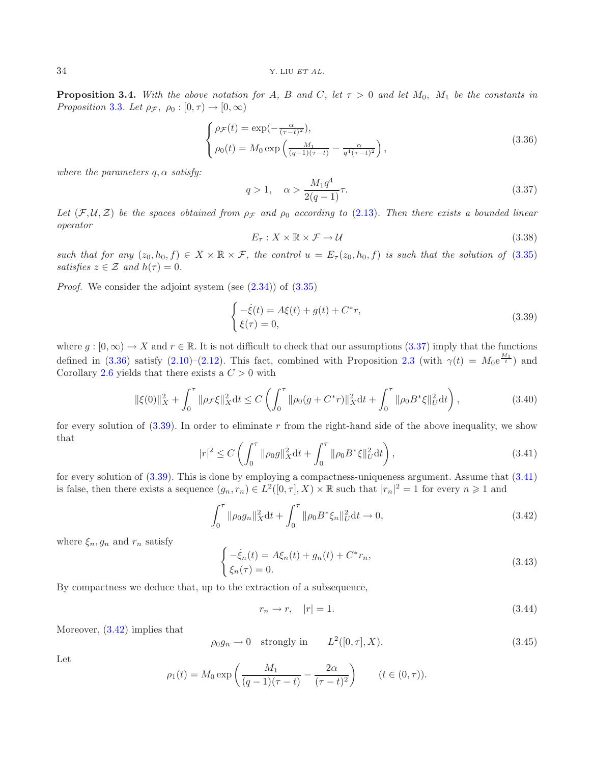**Proposition 3.4.** *With the above notation for $A$, $B$ and $C$, let $\tau > 0$ and let $M_0$, $M_1$ be the constants in Proposition 3.3. Let $\rho_{\mathcal{F}}$, $\rho_0 : [0, \tau) \to [0, \infty)$*

$$
\begin{cases}
\rho_{\mathcal{F}}(t) = \exp(-\frac{\alpha}{(\tau-t)^2}), \\
\rho_0(t) = M_0 \exp\left(\frac{M_1}{(q-1)(\tau-t)} - \frac{\alpha}{q^4(\tau-t)^2}\right),
\end{cases}
\tag{3.36}
$$

*where the parameters $q, \alpha$ satisfy:*

$$
q > 1, \quad \alpha > \frac{M_1 q^4}{2(q-1)}\tau. \tag{3.37}
$$

*Let $(\mathcal{F}, \mathcal{U}, \mathcal{Z})$ be the spaces obtained from $\rho_{\mathcal{F}}$ and $\rho_0$ according to (2.13). Then there exists a bounded linear operator*

$$
E_\tau : X \times \mathbb{R} \times \mathcal{F} \to \mathcal{U} \tag{3.38}
$$

*such that for any $(z_0, h_0, f) \in X \times \mathbb{R} \times \mathcal{F}$, the control $u = E_\tau(z_0, h_0, f)$ is such that the solution of (3.35) satisfies $z \in \mathcal{Z}$ and $h(\tau) = 0$.*

*Proof.* We consider the adjoint system (see (2.34)) of (3.35)

$$
\begin{cases}
-\dot{\xi}(t) = A\xi(t) + g(t) + C^* r, \\
\xi(\tau) = 0,
\end{cases}
\tag{3.39}
$$

where $g : [0, \infty) \to X$ and $r \in \mathbb{R}$. It is not difficult to check that our assumptions (3.37) imply that the functions defined in (3.36) satisfy (2.10)–(2.12). This fact, combined with Proposition 2.3 (with $\gamma(t) = M_0 \mathrm{e}^{\frac{M_1}{t}}$) and Corollary 2.6 yields that there exists a $C > 0$ with

$$
\|\xi(0)\|_X^2 + \int_0^\tau \|\rho_{\mathcal{F}} \xi\|_X^2 \mathrm{d}t \leq C \left( \int_0^\tau \|\rho_0 (g + C^* r)\|_X^2 \mathrm{d}t + \int_0^\tau \|\rho_0 B^* \xi\|_U^2 \mathrm{d}t \right), \tag{3.40}
$$

for every solution of (3.39). In order to eliminate $r$ from the right-hand side of the above inequality, we show that

$$
|r|^2 \leq C \left( \int_0^\tau \|\rho_0 g\|_X^2 \mathrm{d}t + \int_0^\tau \|\rho_0 B^* \xi\|_U^2 \mathrm{d}t \right), \tag{3.41}
$$

for every solution of (3.39). This is done by employing a compactness-uniqueness argument. Assume that (3.41) is false, then there exists a sequence $(g_n, r_n) \in L^2([0, \tau], X) \times \mathbb{R}$ such that $|r_n|^2 = 1$ for every $n \geqslant 1$ and

$$
\int_0^\tau \|\rho_0 g_n\|_X^2 \mathrm{d}t + \int_0^\tau \|\rho_0 B^* \xi_n\|_U^2 \mathrm{d}t \to 0, \tag{3.42}
$$

where $\xi_n, g_n$ and $r_n$ satisfy

$$
\begin{cases}
-\dot{\xi}_n(t) = A\xi_n(t) + g_n(t) + C^* r_n, \\
\xi_n(\tau) = 0.
\end{cases}
\tag{3.43}
$$

By compactness we deduce that, up to the extraction of a subsequence,

$$
r_n \to r, \quad |r| = 1. \tag{3.44}
$$

Moreover, (3.42) implies that

$$
\rho_0 g_n \to 0 \quad \text{strongly in} \qquad L^2([0, \tau], X). \tag{3.45}
$$

Let

$$
\rho_1(t) = M_0 \exp\left(\frac{M_1}{(q-1)(\tau-t)} - \frac{2\alpha}{(\tau-t)^2}\right) \qquad (t \in (0, \tau)).
$$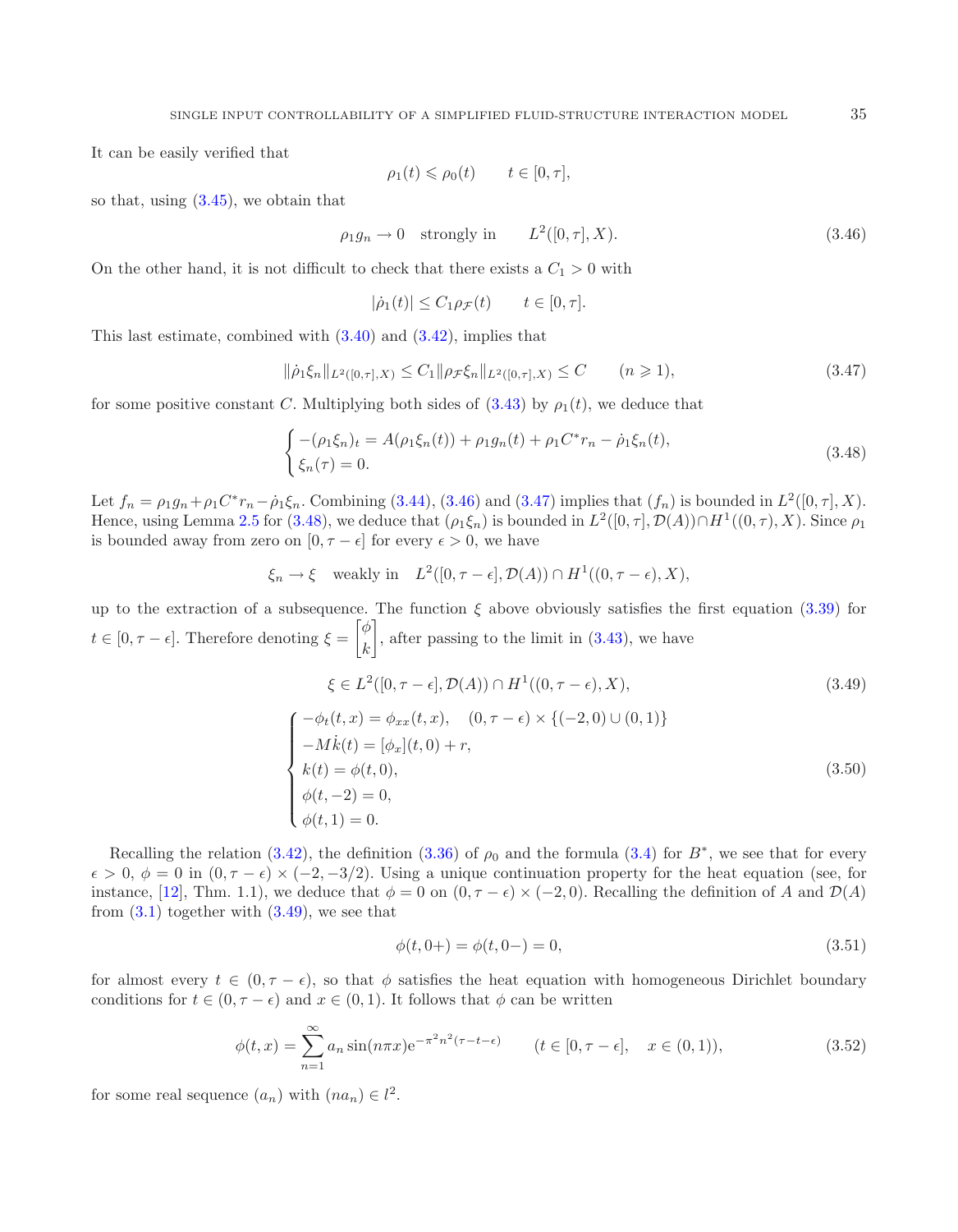It can be easily verified that

$$\rho_1(t) \leqslant \rho_0(t) \qquad t \in [0, \tau],$$

so that, using (3.45), we obtain that

$$\rho_1 g_n \to 0 \quad \text{strongly in} \qquad L^2([0,\tau], X). \tag{3.46}$$

On the other hand, it is not difficult to check that there exists a $C_1 > 0$ with

$$|\dot\rho_1(t)| \le C_1 \rho_{\mathcal{F}}(t) \qquad t \in [0, \tau].$$

This last estimate, combined with (3.40) and (3.42), implies that

$$\|\dot\rho_1 \xi_n\|_{L^2([0,\tau],X)} \le C_1 \|\rho_{\mathcal{F}} \xi_n\|_{L^2([0,\tau],X)} \le C \qquad (n \geqslant 1), \tag{3.47}$$

for some positive constant $C$. Multiplying both sides of (3.43) by $\rho_1(t)$, we deduce that

$$\begin{cases} -(\rho_1 \xi_n)_t = A(\rho_1 \xi_n(t)) + \rho_1 g_n(t) + \rho_1 C^* r_n - \dot\rho_1 \xi_n(t), \\ \xi_n(\tau) = 0. \end{cases} \tag{3.48}$$

Let $f_n = \rho_1 g_n + \rho_1 C^* r_n - \dot\rho_1 \xi_n$. Combining (3.44), (3.46) and (3.47) implies that $(f_n)$ is bounded in $L^2([0,\tau], X)$. Hence, using Lemma 2.5 for (3.48), we deduce that $(\rho_1 \xi_n)$ is bounded in $L^2([0,\tau], \mathcal{D}(A)) \cap H^1((0,\tau), X)$. Since $\rho_1$ is bounded away from zero on $[0, \tau - \epsilon]$ for every $\epsilon > 0$, we have

$$\xi_n \to \xi \quad \text{weakly in} \quad L^2([0,\tau-\epsilon], \mathcal{D}(A)) \cap H^1((0,\tau-\epsilon), X),$$

up to the extraction of a subsequence. The function $\xi$ above obviously satisfies the first equation (3.39) for $t \in [0, \tau - \epsilon]$. Therefore denoting $\xi = \begin{bmatrix} \phi \\ k \end{bmatrix}$, after passing to the limit in (3.43), we have

$$\xi \in L^2([0,\tau-\epsilon], \mathcal{D}(A)) \cap H^1((0,\tau-\epsilon), X), \tag{3.49}$$

$$\begin{cases} -\phi_t(t,x) = \phi_{xx}(t,x), \quad (0,\tau-\epsilon) \times \{(-2,0) \cup (0,1)\} \\ -M\dot k(t) = [\phi_x](t,0) + r, \\ k(t) = \phi(t,0), \\ \phi(t,-2) = 0, \\ \phi(t,1) = 0. \end{cases} \tag{3.50}$$

Recalling the relation (3.42), the definition (3.36) of $\rho_0$ and the formula (3.4) for $B^*$, we see that for every $\epsilon > 0$, $\phi = 0$ in $(0, \tau - \epsilon) \times (-2, -3/2)$. Using a unique continuation property for the heat equation (see, for instance, [12], Thm. 1.1), we deduce that $\phi = 0$ on $(0, \tau - \epsilon) \times (-2, 0)$. Recalling the definition of $A$ and $\mathcal{D}(A)$ from (3.1) together with (3.49), we see that

$$\phi(t, 0+) = \phi(t, 0-) = 0, \tag{3.51}$$

for almost every $t \in (0, \tau - \epsilon)$, so that $\phi$ satisfies the heat equation with homogeneous Dirichlet boundary conditions for $t \in (0, \tau - \epsilon)$ and $x \in (0, 1)$. It follows that $\phi$ can be written

$$\phi(t,x) = \sum_{n=1}^{\infty} a_n \sin(n\pi x) \mathrm{e}^{-\pi^2 n^2 (\tau - t - \epsilon)} \qquad (t \in [0, \tau-\epsilon], \quad x \in (0,1)), \tag{3.52}$$

for some real sequence $(a_n)$ with $(n a_n) \in l^2$.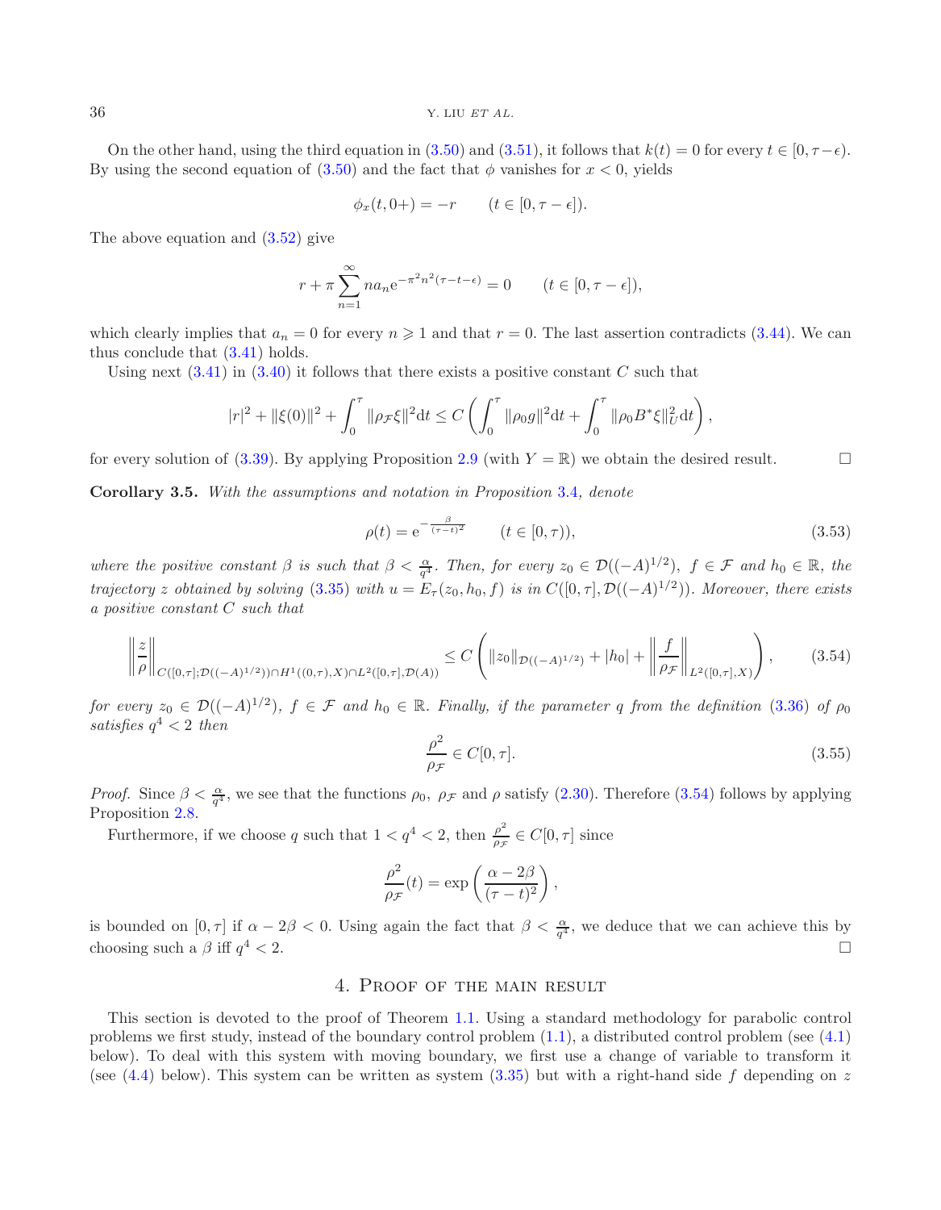On the other hand, using the third equation in (3.50) and (3.51), it follows that $k(t) = 0$ for every $t \in [0, \tau - \epsilon)$. By using the second equation of (3.50) and the fact that $\phi$ vanishes for $x < 0$, yields

$$\phi_x(t, 0+) = -r \qquad (t \in [0, \tau - \epsilon]).$$

The above equation and (3.52) give

$$r + \pi \sum_{n=1}^{\infty} n a_n \mathrm{e}^{-\pi^2 n^2 (\tau - t - \epsilon)} = 0 \qquad (t \in [0, \tau - \epsilon]),$$

which clearly implies that $a_n = 0$ for every $n \geqslant 1$ and that $r = 0$. The last assertion contradicts (3.44). We can thus conclude that (3.41) holds.

Using next (3.41) in (3.40) it follows that there exists a positive constant $C$ such that

$$|r|^2 + \|\xi(0)\|^2 + \int_0^\tau \|\rho_{\mathcal{F}} \xi\|^2 \mathrm{d}t \le C \left( \int_0^\tau \|\rho_0 g\|^2 \mathrm{d}t + \int_0^\tau \|\rho_0 B^* \xi\|_U^2 \mathrm{d}t \right),$$

for every solution of (3.39). By applying Proposition 2.9 (with $Y = \mathbb{R}$) we obtain the desired result. $\square$

**Corollary 3.5.** *With the assumptions and notation in Proposition 3.4, denote*

$$\rho(t) = \mathrm{e}^{-\frac{\beta}{(\tau - t)^2}} \qquad (t \in [0, \tau)), \tag{3.53}$$

*where the positive constant $\beta$ is such that $\beta < \frac{\alpha}{q^4}$. Then, for every $z_0 \in \mathcal{D}((-A)^{1/2})$, $f \in \mathcal{F}$ and $h_0 \in \mathbb{R}$, the trajectory $z$ obtained by solving (3.35) with $u = E_\tau(z_0, h_0, f)$ is in $C([0, \tau], \mathcal{D}((-A)^{1/2}))$. Moreover, there exists a positive constant $C$ such that*

$$\left\| \frac{z}{\rho} \right\|_{C([0,\tau];\mathcal{D}((-A)^{1/2})) \cap H^1((0,\tau),X) \cap L^2([0,\tau],\mathcal{D}(A))} \le C \left( \|z_0\|_{\mathcal{D}((-A)^{1/2})} + |h_0| + \left\| \frac{f}{\rho_{\mathcal{F}}} \right\|_{L^2([0,\tau],X)} \right), \tag{3.54}$$

*for every $z_0 \in \mathcal{D}((-A)^{1/2})$, $f \in \mathcal{F}$ and $h_0 \in \mathbb{R}$. Finally, if the parameter $q$ from the definition (3.36) of $\rho_0$ satisfies $q^4 < 2$ then*

$$\frac{\rho^2}{\rho_{\mathcal{F}}} \in C[0, \tau]. \tag{3.55}$$

*Proof.* Since $\beta < \frac{\alpha}{q^4}$, we see that the functions $\rho_0$, $\rho_{\mathcal{F}}$ and $\rho$ satisfy (2.30). Therefore (3.54) follows by applying Proposition 2.8.

Furthermore, if we choose $q$ such that $1 < q^4 < 2$, then $\frac{\rho^2}{\rho_{\mathcal{F}}} \in C[0, \tau]$ since

$$\frac{\rho^2}{\rho_{\mathcal{F}}}(t) = \exp\left( \frac{\alpha - 2\beta}{(\tau - t)^2} \right),$$

is bounded on $[0, \tau]$ if $\alpha - 2\beta < 0$. Using again the fact that $\beta < \frac{\alpha}{q^4}$, we deduce that we can achieve this by choosing such a $\beta$ iff $q^4 < 2$. $\square$

## 4. Proof of the main result

This section is devoted to the proof of Theorem 1.1. Using a standard methodology for parabolic control problems we first study, instead of the boundary control problem (1.1), a distributed control problem (see (4.1) below). To deal with this system with moving boundary, we first use a change of variable to transform it (see (4.4) below). This system can be written as system (3.35) but with a right-hand side $f$ depending on $z$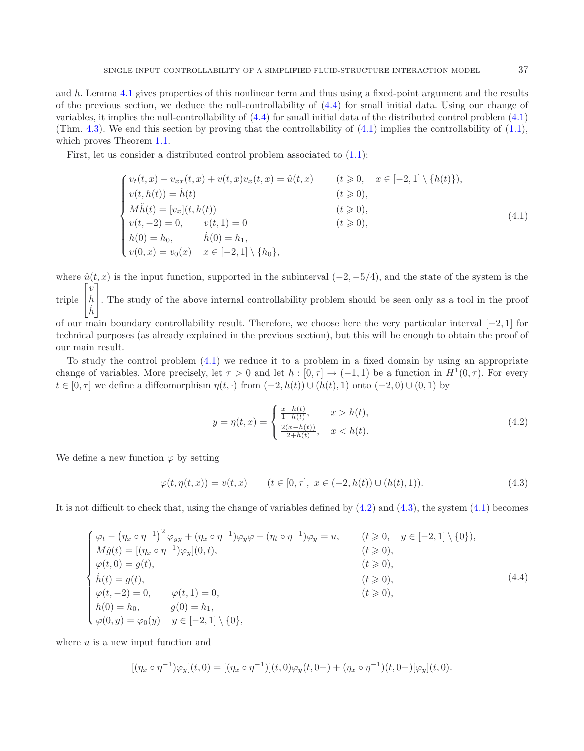and $h$. Lemma 4.1 gives properties of this nonlinear term and thus using a fixed-point argument and the results of the previous section, we deduce the null-controllability of (4.4) for small initial data. Using our change of variables, it implies the null-controllability of (4.4) for small initial data of the distributed control problem (4.1) (Thm. 4.3). We end this section by proving that the controllability of (4.1) implies the controllability of (1.1), which proves Theorem 1.1.

First, let us consider a distributed control problem associated to (1.1):

$$
\begin{cases}
v_t(t,x) - v_{xx}(t,x) + v(t,x)v_x(t,x) = \hat{u}(t,x) & (t \geqslant 0, \quad x \in [-2,1] \setminus \{h(t)\}),\\
v(t,h(t)) = \dot{h}(t) & (t \geqslant 0),\\
M\ddot{h}(t) = [v_x](t,h(t)) & (t \geqslant 0),\\
v(t,-2) = 0, \qquad v(t,1) = 0 & (t \geqslant 0),\\
h(0) = h_0, \qquad \dot{h}(0) = h_1, & \\
v(0,x) = v_0(x) \quad x \in [-2,1] \setminus \{h_0\}, &
\end{cases}
\tag{4.1}
$$

where $\hat{u}(t,x)$ is the input function, supported in the subinterval $(-2,-5/4)$, and the state of the system is the triple $\begin{bmatrix} v \\ h \\ \dot{h} \end{bmatrix}$. The study of the above internal controllability problem should be seen only as a tool in the proof of our main boundary controllability result. Therefore, we choose here the very particular interval $[-2,1]$ for technical purposes (as already explained in the previous section), but this will be enough to obtain the proof of our main result.

To study the control problem (4.1) we reduce it to a problem in a fixed domain by using an appropriate change of variables. More precisely, let $\tau > 0$ and let $h : [0,\tau] \to (-1,1)$ be a function in $H^1(0,\tau)$. For every $t \in [0,\tau]$ we define a diffeomorphism $\eta(t,\cdot)$ from $(-2,h(t)) \cup (h(t),1)$ onto $(-2,0) \cup (0,1)$ by

$$
y = \eta(t,x) = \begin{cases} \frac{x-h(t)}{1-h(t)}, & x > h(t),\\ \frac{2(x-h(t))}{2+h(t)}, & x < h(t). \end{cases}
\tag{4.2}
$$

We define a new function $\varphi$ by setting

$$
\varphi(t,\eta(t,x)) = v(t,x) \qquad (t \in [0,\tau],\ x \in (-2,h(t)) \cup (h(t),1)).
\tag{4.3}
$$

It is not difficult to check that, using the change of variables defined by (4.2) and (4.3), the system (4.1) becomes

$$
\begin{cases}
\varphi_t - \left(\eta_x \circ \eta^{-1}\right)^2 \varphi_{yy} + (\eta_x \circ \eta^{-1})\varphi_y \varphi + (\eta_t \circ \eta^{-1})\varphi_y = u, & (t \geqslant 0, \quad y \in [-2,1] \setminus \{0\}),\\
M\dot{g}(t) = [(\eta_x \circ \eta^{-1})\varphi_y](0,t), & (t \geqslant 0),\\
\varphi(t,0) = g(t), & (t \geqslant 0),\\
\dot{h}(t) = g(t), & (t \geqslant 0),\\
\varphi(t,-2) = 0, \qquad \varphi(t,1) = 0, & (t \geqslant 0),\\
h(0) = h_0, \qquad g(0) = h_1, & \\
\varphi(0,y) = \varphi_0(y) \quad y \in [-2,1] \setminus \{0\}, &
\end{cases}
\tag{4.4}
$$

where $u$ is a new input function and

$$
[(\eta_x \circ \eta^{-1})\varphi_y](t,0) = [(\eta_x \circ \eta^{-1})](t,0)\varphi_y(t,0+) + (\eta_x \circ \eta^{-1})(t,0-)[\varphi_y](t,0).
$$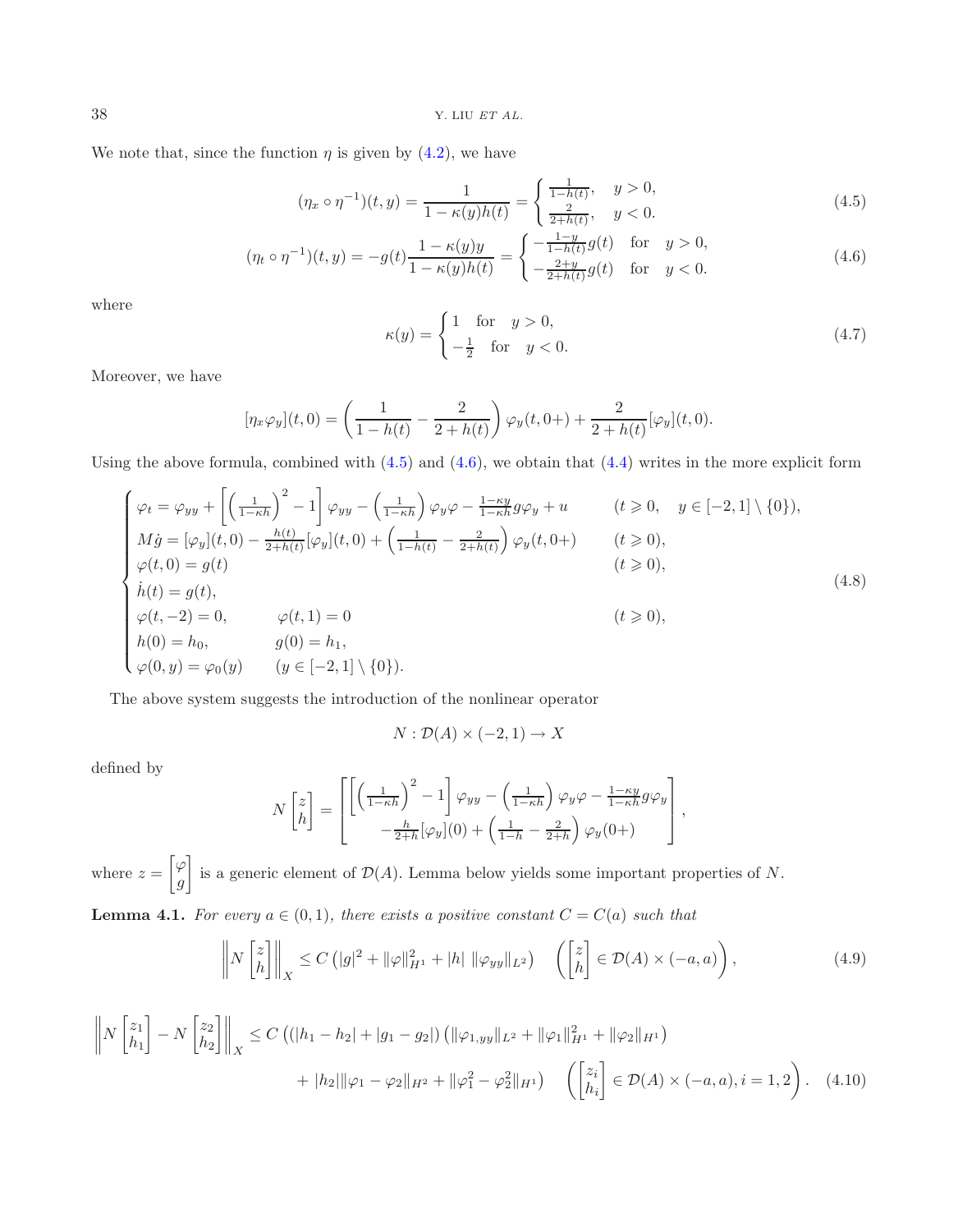We note that, since the function $\eta$ is given by (4.2), we have

$$(\eta_x \circ \eta^{-1})(t, y) = \frac{1}{1 - \kappa(y)h(t)} = \begin{cases} \frac{1}{1-h(t)}, & y > 0, \\ \frac{2}{2+h(t)}, & y < 0. \end{cases} \tag{4.5}$$

$$(\eta_t \circ \eta^{-1})(t, y) = -g(t)\frac{1 - \kappa(y)y}{1 - \kappa(y)h(t)} = \begin{cases} -\frac{1-y}{1-h(t)}g(t) & \text{for} \quad y > 0, \\ -\frac{2+y}{2+h(t)}g(t) & \text{for} \quad y < 0. \end{cases} \tag{4.6}$$

where

$$\kappa(y) = \begin{cases} 1 & \text{for} \quad y > 0, \\ -\frac{1}{2} & \text{for} \quad y < 0. \end{cases} \tag{4.7}$$

Moreover, we have

$$[\eta_x \varphi_y](t, 0) = \left(\frac{1}{1 - h(t)} - \frac{2}{2 + h(t)}\right)\varphi_y(t, 0+) + \frac{2}{2 + h(t)}[\varphi_y](t, 0).$$

Using the above formula, combined with (4.5) and (4.6), we obtain that (4.4) writes in the more explicit form

$$\begin{cases} \varphi_t = \varphi_{yy} + \left[\left(\frac{1}{1-\kappa h}\right)^2 - 1\right]\varphi_{yy} - \left(\frac{1}{1-\kappa h}\right)\varphi_y \varphi - \frac{1-\kappa y}{1-\kappa h} g \varphi_y + u & (t \geqslant 0, \quad y \in [-2, 1] \setminus \{0\}), \\ M\dot{g} = [\varphi_y](t, 0) - \frac{h(t)}{2+h(t)}[\varphi_y](t, 0) + \left(\frac{1}{1-h(t)} - \frac{2}{2+h(t)}\right)\varphi_y(t, 0+) & (t \geqslant 0), \\ \varphi(t, 0) = g(t) & (t \geqslant 0), \\ \dot{h}(t) = g(t), & \\ \varphi(t, -2) = 0, \qquad \varphi(t, 1) = 0 & (t \geqslant 0), \\ h(0) = h_0, \qquad g(0) = h_1, & \\ \varphi(0, y) = \varphi_0(y) \qquad (y \in [-2, 1] \setminus \{0\}). & \end{cases} \tag{4.8}$$

The above system suggests the introduction of the nonlinear operator

$$N : \mathcal{D}(A) \times (-2, 1) \to X$$

defined by

$$N \begin{bmatrix} z \\ h \end{bmatrix} = \begin{bmatrix} \left[\left(\frac{1}{1-\kappa h}\right)^2 - 1\right]\varphi_{yy} - \left(\frac{1}{1-\kappa h}\right)\varphi_y \varphi - \frac{1-\kappa y}{1-\kappa h} g \varphi_y \\ -\frac{h}{2+h}[\varphi_y](0) + \left(\frac{1}{1-h} - \frac{2}{2+h}\right)\varphi_y(0+) \end{bmatrix},$$

where $z = \begin{bmatrix} \varphi \\ g \end{bmatrix}$ is a generic element of $\mathcal{D}(A)$. Lemma below yields some important properties of $N$.

**Lemma 4.1.** *For every $a \in (0, 1)$, there exists a positive constant $C = C(a)$ such that*

$$\left\| N \begin{bmatrix} z \\ h \end{bmatrix} \right\|_X \leq C \left(|g|^2 + \|\varphi\|_{H^1}^2 + |h| \; \|\varphi_{yy}\|_{L^2}\right) \quad \left(\begin{bmatrix} z \\ h \end{bmatrix} \in \mathcal{D}(A) \times (-a, a)\right), \tag{4.9}$$

$$\begin{aligned} \left\| N \begin{bmatrix} z_1 \\ h_1 \end{bmatrix} - N \begin{bmatrix} z_2 \\ h_2 \end{bmatrix} \right\|_X \leq C \big( (|h_1 - h_2| + |g_1 - g_2|) \left(\|\varphi_{1,yy}\|_{L^2} + \|\varphi_1\|_{H^1}^2 + \|\varphi_2\|_{H^1}\right) \\ + |h_2| \|\varphi_1 - \varphi_2\|_{H^2} + \|\varphi_1^2 - \varphi_2^2\|_{H^1} \big) \quad \left(\begin{bmatrix} z_i \\ h_i \end{bmatrix} \in \mathcal{D}(A) \times (-a, a), i = 1, 2\right). \end{aligned} \tag{4.10}$$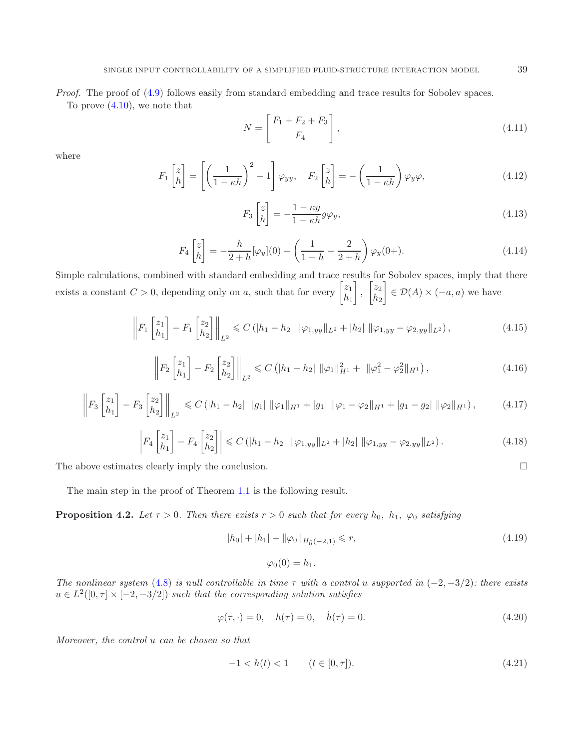*Proof.* The proof of (4.9) follows easily from standard embedding and trace results for Sobolev spaces.

To prove (4.10), we note that

$$N = \begin{bmatrix} F_1 + F_2 + F_3 \\ F_4 \end{bmatrix}, \tag{4.11}$$

where

$$F_1 \begin{bmatrix} z \\ h \end{bmatrix} = \left[ \left( \frac{1}{1-\kappa h} \right)^2 - 1 \right] \varphi_{yy}, \quad F_2 \begin{bmatrix} z \\ h \end{bmatrix} = - \left( \frac{1}{1-\kappa h} \right) \varphi_y \varphi, \tag{4.12}$$

$$F_3 \begin{bmatrix} z \\ h \end{bmatrix} = - \frac{1-\kappa y}{1-\kappa h} g \varphi_y, \tag{4.13}$$

$$F_4 \begin{bmatrix} z \\ h \end{bmatrix} = - \frac{h}{2+h} [\varphi_y](0) + \left( \frac{1}{1-h} - \frac{2}{2+h} \right) \varphi_y(0+). \tag{4.14}$$

Simple calculations, combined with standard embedding and trace results for Sobolev spaces, imply that there exists a constant $C > 0$, depending only on $a$, such that for every $\begin{bmatrix} z_1 \\ h_1 \end{bmatrix}$, $\begin{bmatrix} z_2 \\ h_2 \end{bmatrix} \in \mathcal{D}(A) \times (-a, a)$ we have

$$\left\| F_1 \begin{bmatrix} z_1 \\ h_1 \end{bmatrix} - F_1 \begin{bmatrix} z_2 \\ h_2 \end{bmatrix} \right\|_{L^2} \leqslant C \left( |h_1 - h_2| \, \|\varphi_{1,yy}\|_{L^2} + |h_2| \, \|\varphi_{1,yy} - \varphi_{2,yy}\|_{L^2} \right), \tag{4.15}$$

$$\left\| F_2 \begin{bmatrix} z_1 \\ h_1 \end{bmatrix} - F_2 \begin{bmatrix} z_2 \\ h_2 \end{bmatrix} \right\|_{L^2} \leqslant C \left( |h_1 - h_2| \, \|\varphi_1\|_{H^1}^2 + \|\varphi_1^2 - \varphi_2^2\|_{H^1} \right), \tag{4.16}$$

$$\left\| F_3 \begin{bmatrix} z_1 \\ h_1 \end{bmatrix} - F_3 \begin{bmatrix} z_2 \\ h_2 \end{bmatrix} \right\|_{L^2} \leqslant C \left( |h_1 - h_2| \; |g_1| \, \|\varphi_1\|_{H^1} + |g_1| \, \|\varphi_1 - \varphi_2\|_{H^1} + |g_1 - g_2| \, \|\varphi_2\|_{H^1} \right), \tag{4.17}$$

$$\left| F_4 \begin{bmatrix} z_1 \\ h_1 \end{bmatrix} - F_4 \begin{bmatrix} z_2 \\ h_2 \end{bmatrix} \right| \leqslant C \left( |h_1 - h_2| \, \|\varphi_{1,yy}\|_{L^2} + |h_2| \, \|\varphi_{1,yy} - \varphi_{2,yy}\|_{L^2} \right). \tag{4.18}$$

The above estimates clearly imply the conclusion. $\square$

The main step in the proof of Theorem 1.1 is the following result.

**Proposition 4.2.** *Let $\tau > 0$. Then there exists $r > 0$ such that for every $h_0, \ h_1, \ \varphi_0$ satisfying*

$$|h_0| + |h_1| + \|\varphi_0\|_{H_0^1(-2,1)} \leqslant r, \tag{4.19}$$

$$\varphi_0(0) = h_1.$$

*The nonlinear system (4.8) is null controllable in time $\tau$ with a control $u$ supported in $(-2, -3/2)$: there exists $u \in L^2([0, \tau] \times [-2, -3/2])$ such that the corresponding solution satisfies*

$$\varphi(\tau, \cdot) = 0, \quad h(\tau) = 0, \quad \dot{h}(\tau) = 0. \tag{4.20}$$

*Moreover, the control $u$ can be chosen so that*

$$-1 < h(t) < 1 \qquad (t \in [0, \tau]). \tag{4.21}$$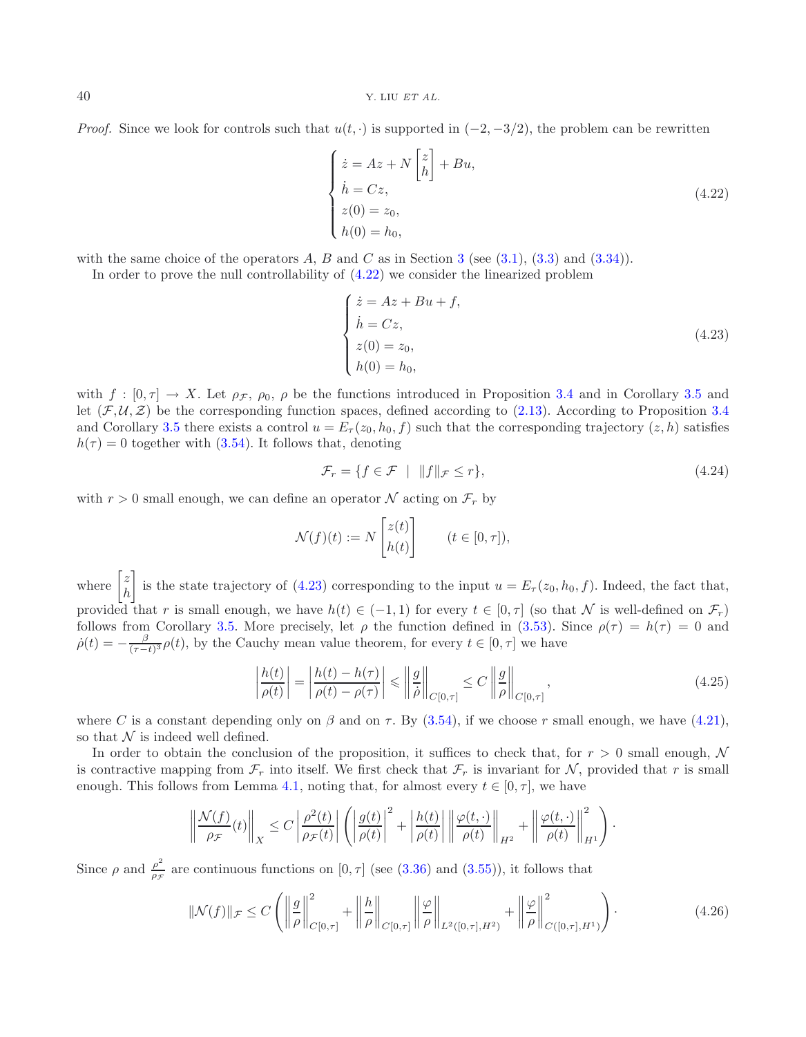*Proof.* Since we look for controls such that $u(t,\cdot)$ is supported in $(-2,-3/2)$, the problem can be rewritten

$$
\begin{cases}
\dot{z} = Az + N\begin{bmatrix} z \\ h \end{bmatrix} + Bu, \\
\dot{h} = Cz, \\
z(0) = z_0, \\
h(0) = h_0,
\end{cases}
\tag{4.22}
$$

with the same choice of the operators $A$, $B$ and $C$ as in Section 3 (see (3.1), (3.3) and (3.34)).

In order to prove the null controllability of (4.22) we consider the linearized problem

$$
\begin{cases}
\dot{z} = Az + Bu + f, \\
\dot{h} = Cz, \\
z(0) = z_0, \\
h(0) = h_0,
\end{cases}
\tag{4.23}
$$

with $f : [0,\tau] \to X$. Let $\rho_{\mathcal{F}}$, $\rho_0$, $\rho$ be the functions introduced in Proposition 3.4 and in Corollary 3.5 and let $(\mathcal{F}, \mathcal{U}, \mathcal{Z})$ be the corresponding function spaces, defined according to (2.13). According to Proposition 3.4 and Corollary 3.5 there exists a control $u = E_\tau(z_0, h_0, f)$ such that the corresponding trajectory $(z,h)$ satisfies $h(\tau) = 0$ together with (3.54). It follows that, denoting

$$
\mathcal{F}_r = \{ f \in \mathcal{F} \ \mid \ \|f\|_{\mathcal{F}} \le r \},
\tag{4.24}
$$

with $r > 0$ small enough, we can define an operator $\mathcal{N}$ acting on $\mathcal{F}_r$ by

$$
\mathcal{N}(f)(t) := N \begin{bmatrix} z(t) \\ h(t) \end{bmatrix} \qquad (t \in [0,\tau]),
$$

where $\begin{bmatrix} z \\ h \end{bmatrix}$ is the state trajectory of (4.23) corresponding to the input $u = E_\tau(z_0, h_0, f)$. Indeed, the fact that, provided that $r$ is small enough, we have $h(t) \in (-1,1)$ for every $t \in [0,\tau]$ (so that $\mathcal{N}$ is well-defined on $\mathcal{F}_r$) follows from Corollary 3.5. More precisely, let $\rho$ the function defined in (3.53). Since $\rho(\tau) = h(\tau) = 0$ and $\dot{\rho}(t) = -\frac{\beta}{(\tau - t)^3}\rho(t)$, by the Cauchy mean value theorem, for every $t \in [0,\tau]$ we have

$$
\left| \frac{h(t)}{\rho(t)} \right| = \left| \frac{h(t) - h(\tau)}{\rho(t) - \rho(\tau)} \right| \leqslant \left\| \frac{g}{\dot{\rho}} \right\|_{C[0,\tau]} \le C \left\| \frac{g}{\rho} \right\|_{C[0,\tau]},
\tag{4.25}
$$

where $C$ is a constant depending only on $\beta$ and on $\tau$. By (3.54), if we choose $r$ small enough, we have (4.21), so that $\mathcal{N}$ is indeed well defined.

In order to obtain the conclusion of the proposition, it suffices to check that, for $r > 0$ small enough, $\mathcal{N}$ is contractive mapping from $\mathcal{F}_r$ into itself. We first check that $\mathcal{F}_r$ is invariant for $\mathcal{N}$, provided that $r$ is small enough. This follows from Lemma 4.1, noting that, for almost every $t \in [0,\tau]$, we have

$$
\left\| \frac{\mathcal{N}(f)}{\rho_{\mathcal{F}}}(t) \right\|_X \le C \left| \frac{\rho^2(t)}{\rho_{\mathcal{F}}(t)} \right| \left( \left| \frac{g(t)}{\rho(t)} \right|^2 + \left| \frac{h(t)}{\rho(t)} \right| \left\| \frac{\varphi(t,\cdot)}{\rho(t)} \right\|_{H^2} + \left\| \frac{\varphi(t,\cdot)}{\rho(t)} \right\|_{H^1}^2 \right).
$$

Since $\rho$ and $\frac{\rho^2}{\rho_{\mathcal{F}}}$ are continuous functions on $[0,\tau]$ (see (3.36) and (3.55)), it follows that

$$
\|\mathcal{N}(f)\|_{\mathcal{F}} \le C \left( \left\| \frac{g}{\rho} \right\|_{C[0,\tau]}^2 + \left\| \frac{h}{\rho} \right\|_{C[0,\tau]} \left\| \frac{\varphi}{\rho} \right\|_{L^2([0,\tau],H^2)} + \left\| \frac{\varphi}{\rho} \right\|_{C([0,\tau],H^1)}^2 \right).
\tag{4.26}
$$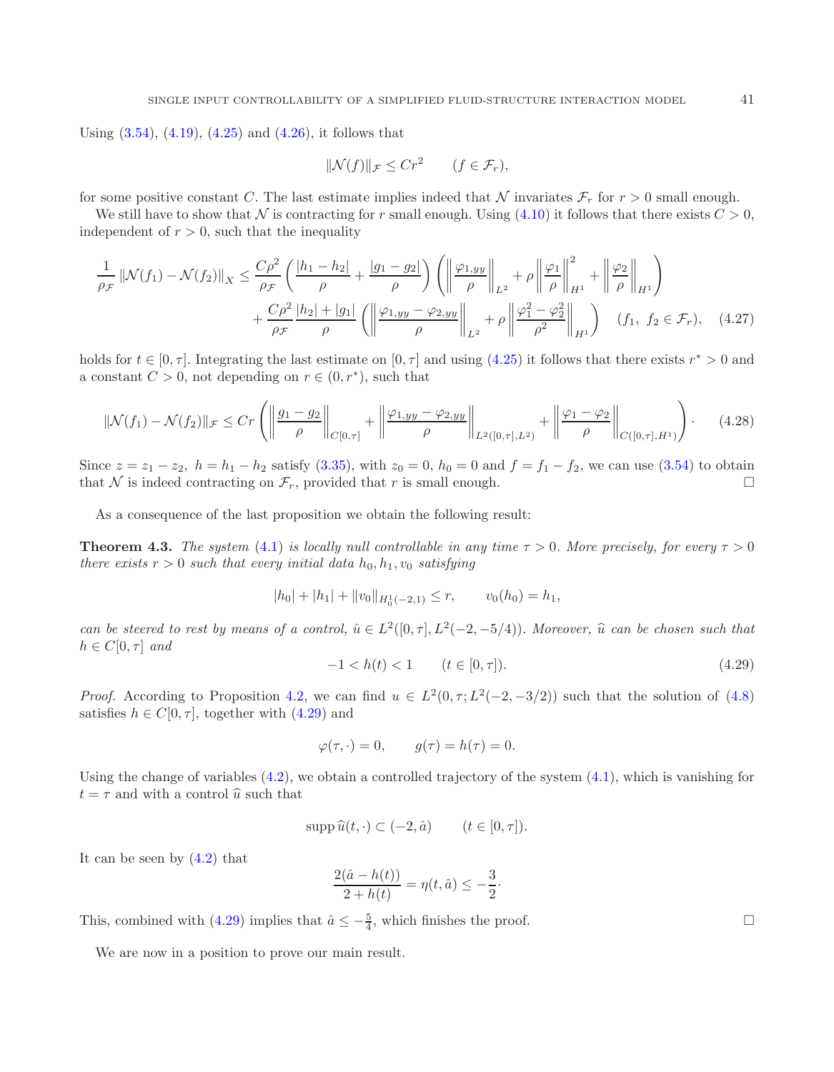Using (3.54), (4.19), (4.25) and (4.26), it follows that

$$\|\mathcal{N}(f)\|_{\mathcal{F}} \leq Cr^2 \qquad (f \in \mathcal{F}_r),$$

for some positive constant $C$. The last estimate implies indeed that $\mathcal{N}$ invariates $\mathcal{F}_r$ for $r > 0$ small enough.

We still have to show that $\mathcal{N}$ is contracting for $r$ small enough. Using (4.10) it follows that there exists $C > 0$, independent of $r > 0$, such that the inequality

$$\frac{1}{\rho_{\mathcal{F}}} \|\mathcal{N}(f_1) - \mathcal{N}(f_2)\|_X \leq \frac{C\rho^2}{\rho_{\mathcal{F}}} \left( \frac{|h_1 - h_2|}{\rho} + \frac{|g_1 - g_2|}{\rho} \right) \left( \left\| \frac{\varphi_{1,yy}}{\rho} \right\|_{L^2} + \rho \left\| \frac{\varphi_1}{\rho} \right\|_{H^1}^2 + \left\| \frac{\varphi_2}{\rho} \right\|_{H^1} \right)$$
$$+ \frac{C\rho^2}{\rho_{\mathcal{F}}} \frac{|h_2| + |g_1|}{\rho} \left( \left\| \frac{\varphi_{1,yy} - \varphi_{2,yy}}{\rho} \right\|_{L^2} + \rho \left\| \frac{\varphi_1^2 - \varphi_2^2}{\rho^2} \right\|_{H^1} \right) \quad (f_1,\ f_2 \in \mathcal{F}_r), \tag{4.27}$$

holds for $t \in [0, \tau]$. Integrating the last estimate on $[0, \tau]$ and using (4.25) it follows that there exists $r^* > 0$ and a constant $C > 0$, not depending on $r \in (0, r^*)$, such that

$$\|\mathcal{N}(f_1) - \mathcal{N}(f_2)\|_{\mathcal{F}} \leq Cr \left( \left\| \frac{g_1 - g_2}{\rho} \right\|_{C[0,\tau]} + \left\| \frac{\varphi_{1,yy} - \varphi_{2,yy}}{\rho} \right\|_{L^2([0,\tau],L^2)} + \left\| \frac{\varphi_1 - \varphi_2}{\rho} \right\|_{C([0,\tau],H^1)} \right) \cdot \tag{4.28}$$

Since $z = z_1 - z_2,\ h = h_1 - h_2$ satisfy (3.35), with $z_0 = 0$, $h_0 = 0$ and $f = f_1 - f_2$, we can use (3.54) to obtain that $\mathcal{N}$ is indeed contracting on $\mathcal{F}_r$, provided that $r$ is small enough. □

As a consequence of the last proposition we obtain the following result:

**Theorem 4.3.** *The system* (4.1) *is locally null controllable in any time $\tau > 0$. More precisely, for every $\tau > 0$ there exists $r > 0$ such that every initial data $h_0, h_1, v_0$ satisfying*

$$|h_0| + |h_1| + \|v_0\|_{H_0^1(-2,1)} \leq r, \qquad v_0(h_0) = h_1,$$

*can be steered to rest by means of a control, $\hat{u} \in L^2([0,\tau], L^2(-2, -5/4))$. Moreover, $\widehat{u}$ can be chosen such that $h \in C[0,\tau]$ and*

$$-1 < h(t) < 1 \qquad (t \in [0, \tau]). \tag{4.29}$$

*Proof.* According to Proposition 4.2, we can find $u \in L^2(0, \tau; L^2(-2, -3/2))$ such that the solution of (4.8) satisfies $h \in C[0, \tau]$, together with (4.29) and

$$\varphi(\tau, \cdot) = 0, \qquad g(\tau) = h(\tau) = 0.$$

Using the change of variables (4.2), we obtain a controlled trajectory of the system (4.1), which is vanishing for $t = \tau$ and with a control $\widehat{u}$ such that

$$\operatorname{supp} \widehat{u}(t, \cdot) \subset (-2, \hat{a}) \qquad (t \in [0, \tau]).$$

It can be seen by (4.2) that

$$\frac{2(\hat{a} - h(t))}{2 + h(t)} = \eta(t, \hat{a}) \leq -\frac{3}{2} \cdot$$

This, combined with (4.29) implies that $\hat{a} \leq -\frac{5}{4}$, which finishes the proof. □

We are now in a position to prove our main result.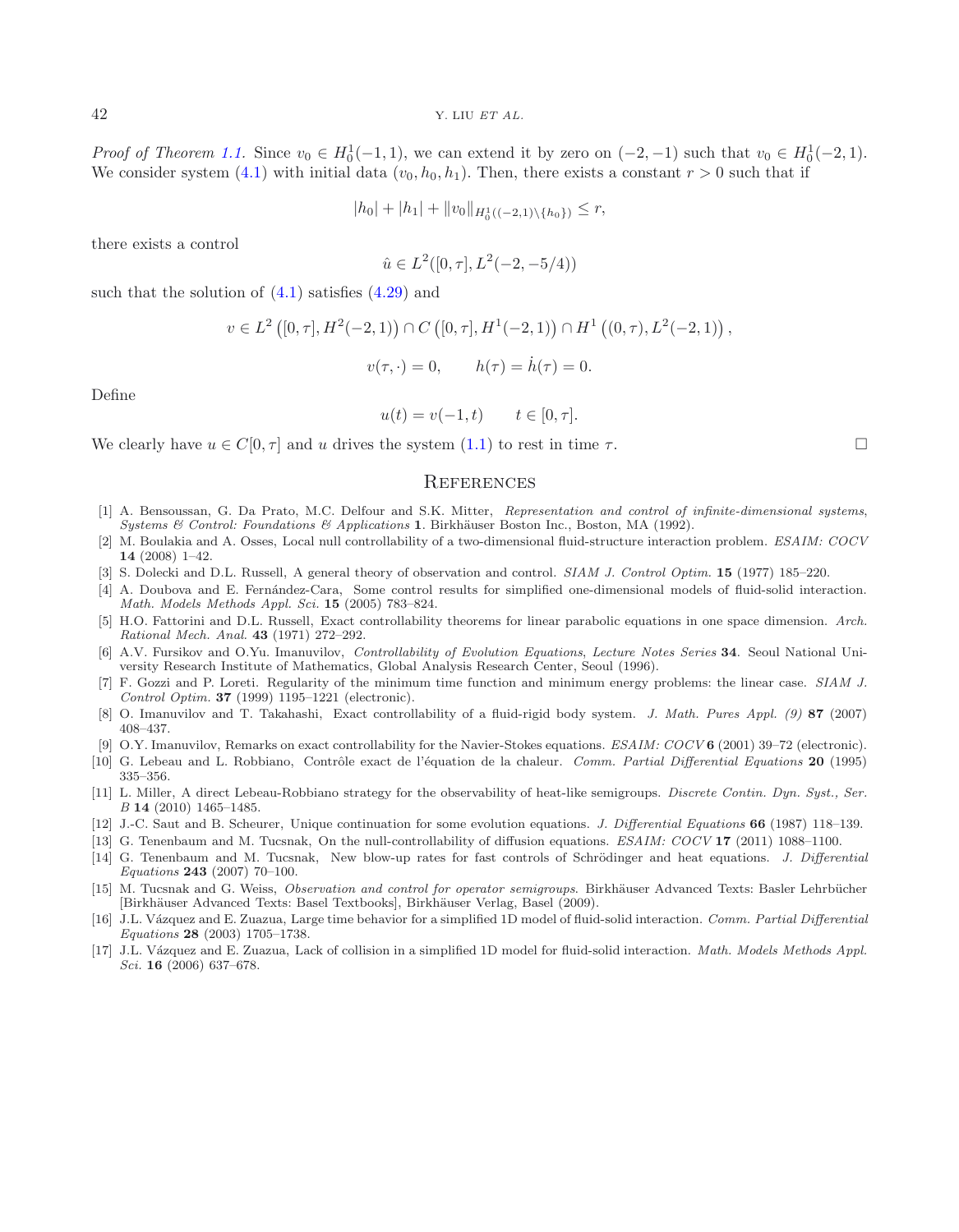*Proof of Theorem 1.1.* Since $v_0 \in H_0^1(-1,1)$, we can extend it by zero on $(-2,-1)$ such that $v_0 \in H_0^1(-2,1)$. We consider system (4.1) with initial data $(v_0, h_0, h_1)$. Then, there exists a constant $r > 0$ such that if

$$|h_0| + |h_1| + \|v_0\|_{H_0^1((-2,1)\setminus\{h_0\})} \leq r,$$

there exists a control

$$\hat{u} \in L^2([0,\tau], L^2(-2,-5/4))$$

such that the solution of (4.1) satisfies (4.29) and

$$v \in L^2\left([0,\tau], H^2(-2,1)\right) \cap C\left([0,\tau], H^1(-2,1)\right) \cap H^1\left((0,\tau), L^2(-2,1)\right),$$

$$v(\tau,\cdot) = 0, \qquad h(\tau) = \dot{h}(\tau) = 0.$$

Define

$$u(t) = v(-1,t) \qquad t \in [0,\tau].$$

We clearly have $u \in C[0,\tau]$ and $u$ drives the system (1.1) to rest in time $\tau$. □

## References

[1] A. Bensoussan, G. Da Prato, M.C. Delfour and S.K. Mitter, *Representation and control of infinite-dimensional systems*, *Systems & Control: Foundations & Applications* **1**. Birkhäuser Boston Inc., Boston, MA (1992).

[2] M. Boulakia and A. Osses, Local null controllability of a two-dimensional fluid-structure interaction problem. *ESAIM: COCV* **14** (2008) 1–42.

[3] S. Dolecki and D.L. Russell, A general theory of observation and control. *SIAM J. Control Optim.* **15** (1977) 185–220.

[4] A. Doubova and E. Fernández-Cara, Some control results for simplified one-dimensional models of fluid-solid interaction. *Math. Models Methods Appl. Sci.* **15** (2005) 783–824.

[5] H.O. Fattorini and D.L. Russell, Exact controllability theorems for linear parabolic equations in one space dimension. *Arch. Rational Mech. Anal.* **43** (1971) 272–292.

[6] A.V. Fursikov and O.Yu. Imanuvilov, *Controllability of Evolution Equations*, *Lecture Notes Series* **34**. Seoul National University Research Institute of Mathematics, Global Analysis Research Center, Seoul (1996).

[7] F. Gozzi and P. Loreti. Regularity of the minimum time function and minimum energy problems: the linear case. *SIAM J. Control Optim.* **37** (1999) 1195–1221 (electronic).

[8] O. Imanuvilov and T. Takahashi, Exact controllability of a fluid-rigid body system. *J. Math. Pures Appl. (9)* **87** (2007) 408–437.

[9] O.Y. Imanuvilov, Remarks on exact controllability for the Navier-Stokes equations. *ESAIM: COCV* **6** (2001) 39–72 (electronic).

[10] G. Lebeau and L. Robbiano, Contrôle exact de l'équation de la chaleur. *Comm. Partial Differential Equations* **20** (1995) 335–356.

[11] L. Miller, A direct Lebeau-Robbiano strategy for the observability of heat-like semigroups. *Discrete Contin. Dyn. Syst., Ser. B* **14** (2010) 1465–1485.

[12] J.-C. Saut and B. Scheurer, Unique continuation for some evolution equations. *J. Differential Equations* **66** (1987) 118–139.

[13] G. Tenenbaum and M. Tucsnak, On the null-controllability of diffusion equations. *ESAIM: COCV* **17** (2011) 1088–1100.

[14] G. Tenenbaum and M. Tucsnak, New blow-up rates for fast controls of Schrödinger and heat equations. *J. Differential Equations* **243** (2007) 70–100.

[15] M. Tucsnak and G. Weiss, *Observation and control for operator semigroups*. Birkhäuser Advanced Texts: Basler Lehrbücher [Birkhäuser Advanced Texts: Basel Textbooks], Birkhäuser Verlag, Basel (2009).

[16] J.L. Vázquez and E. Zuazua, Large time behavior for a simplified 1D model of fluid-solid interaction. *Comm. Partial Differential Equations* **28** (2003) 1705–1738.

[17] J.L. Vázquez and E. Zuazua, Lack of collision in a simplified 1D model for fluid-solid interaction. *Math. Models Methods Appl. Sci.* **16** (2006) 637–678.